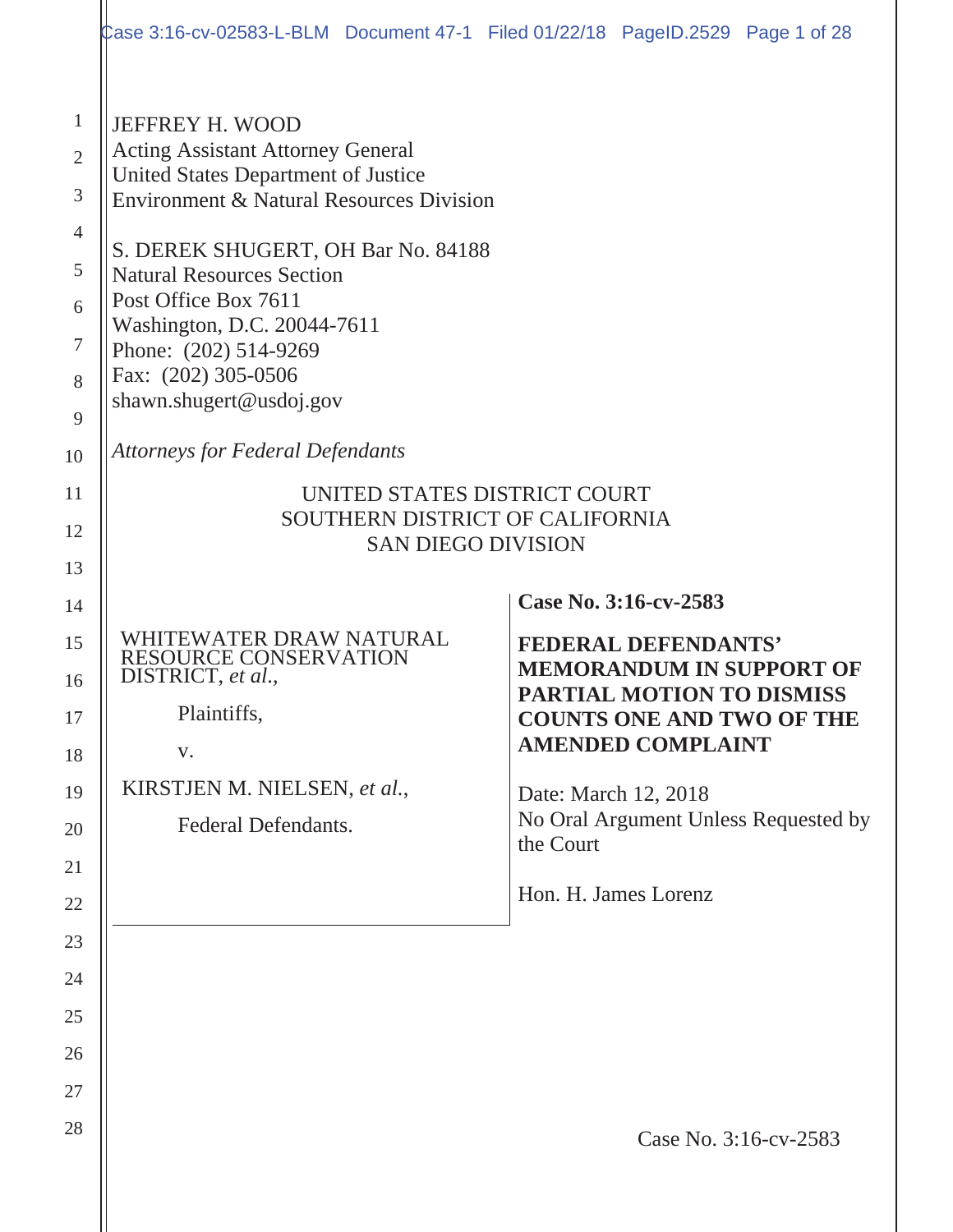JEFFREY H. WOOD
Acting Assistant Attorney General
United States Department of Justice
Environment & Natural Resources Division

S. DEREK SHUGERT, OH Bar No. 84188
Natural Resources Section
Post Office Box 7611
Washington, D.C. 20044-7611
Phone: (202) 514-9269
Fax: (202) 305-0506
shawn.shugert@usdoj.gov

*Attorneys for Federal Defendants*

UNITED STATES DISTRICT COURT
SOUTHERN DISTRICT OF CALIFORNIA
SAN DIEGO DIVISION

WHITEWATER DRAW NATURAL RESOURCE CONSERVATION DISTRICT, *et al.*,

Plaintiffs,

v.

KIRSTJEN M. NIELSEN, *et al.*,

Federal Defendants.

**Case No. 3:16-cv-2583**

**FEDERAL DEFENDANTS' MEMORANDUM IN SUPPORT OF PARTIAL MOTION TO DISMISS COUNTS ONE AND TWO OF THE AMENDED COMPLAINT**

Date: March 12, 2018
No Oral Argument Unless Requested by the Court

Hon. H. James Lorenz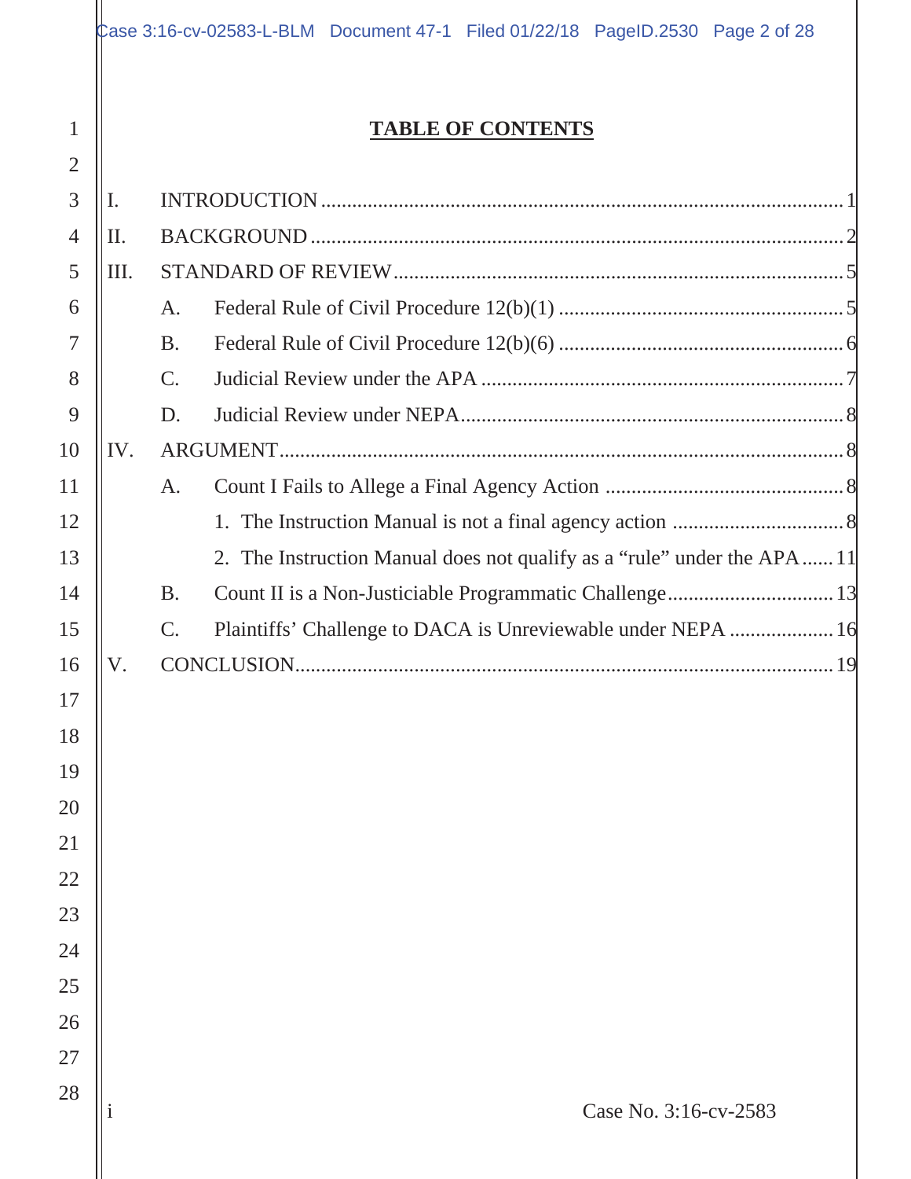## TABLE OF CONTENTS

I. INTRODUCTION .......... 1

II. BACKGROUND .......... 2

III. STANDARD OF REVIEW .......... 5

- A. Federal Rule of Civil Procedure 12(b)(1) .......... 5
- B. Federal Rule of Civil Procedure 12(b)(6) .......... 6
- C. Judicial Review under the APA .......... 7
- D. Judicial Review under NEPA .......... 8

IV. ARGUMENT .......... 8

- A. Count I Fails to Allege a Final Agency Action .......... 8
  1. The Instruction Manual is not a final agency action .......... 8
  2. The Instruction Manual does not qualify as a "rule" under the APA .......... 11
- B. Count II is a Non-Justiciable Programmatic Challenge .......... 13
- C. Plaintiffs' Challenge to DACA is Unreviewable under NEPA .......... 16

V. CONCLUSION .......... 19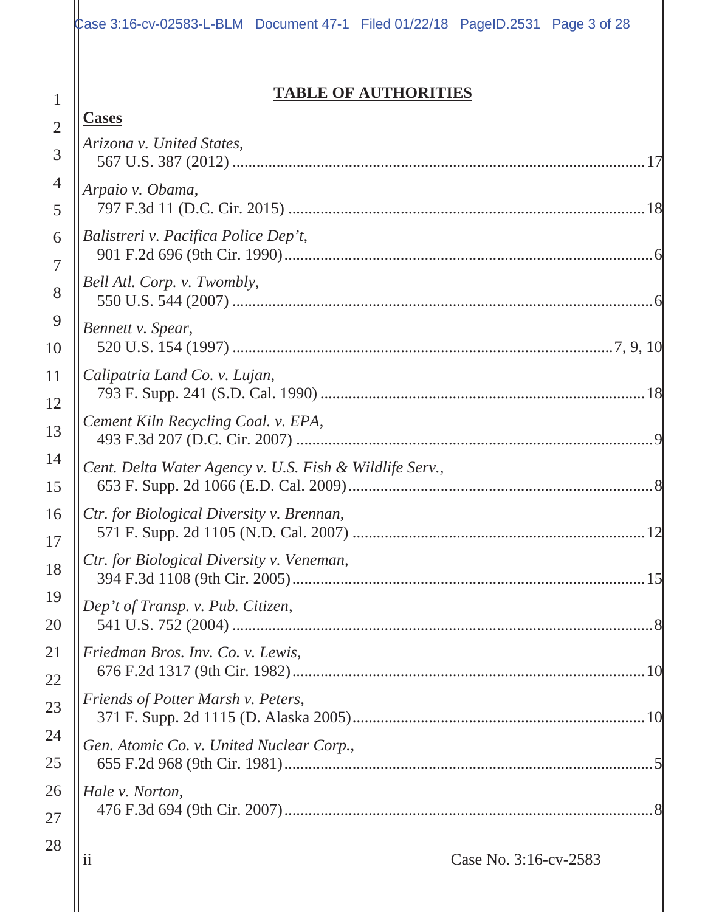## TABLE OF AUTHORITIES

**Cases**

*Arizona v. United States*,
567 U.S. 387 (2012) .......... 17

*Arpaio v. Obama*,
797 F.3d 11 (D.C. Cir. 2015) .......... 18

*Balistreri v. Pacifica Police Dep't*,
901 F.2d 696 (9th Cir. 1990) .......... 6

*Bell Atl. Corp. v. Twombly*,
550 U.S. 544 (2007) .......... 6

*Bennett v. Spear*,
520 U.S. 154 (1997) .......... 7, 9, 10

*Calipatria Land Co. v. Lujan*,
793 F. Supp. 241 (S.D. Cal. 1990) .......... 18

*Cement Kiln Recycling Coal. v. EPA*,
493 F.3d 207 (D.C. Cir. 2007) .......... 9

*Cent. Delta Water Agency v. U.S. Fish & Wildlife Serv.*,
653 F. Supp. 2d 1066 (E.D. Cal. 2009) .......... 8

*Ctr. for Biological Diversity v. Brennan*,
571 F. Supp. 2d 1105 (N.D. Cal. 2007) .......... 12

*Ctr. for Biological Diversity v. Veneman*,
394 F.3d 1108 (9th Cir. 2005) .......... 15

*Dep't of Transp. v. Pub. Citizen*,
541 U.S. 752 (2004) .......... 8

*Friedman Bros. Inv. Co. v. Lewis*,
676 F.2d 1317 (9th Cir. 1982) .......... 10

*Friends of Potter Marsh v. Peters*,
371 F. Supp. 2d 1115 (D. Alaska 2005) .......... 10

*Gen. Atomic Co. v. United Nuclear Corp.*,
655 F.2d 968 (9th Cir. 1981) .......... 5

*Hale v. Norton*,
476 F.3d 694 (9th Cir. 2007) .......... 8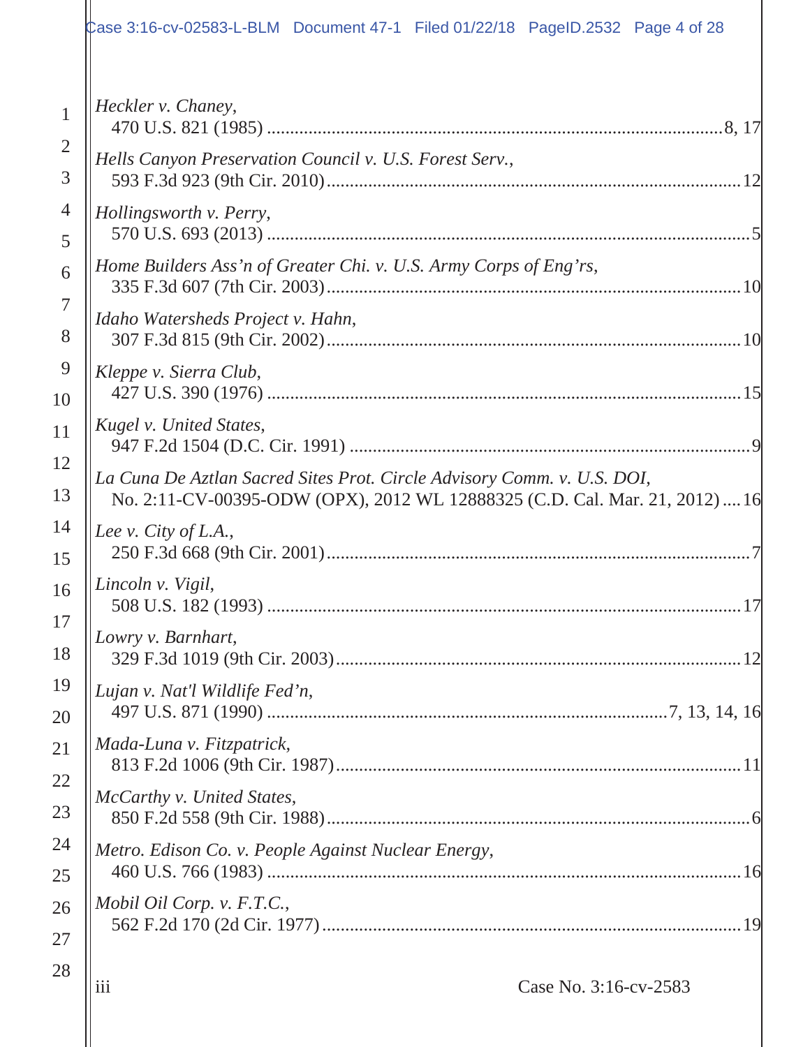*Heckler v. Chaney*,
470 U.S. 821 (1985) ..... 8, 17

*Hells Canyon Preservation Council v. U.S. Forest Serv.*,
593 F.3d 923 (9th Cir. 2010) ..... 12

*Hollingsworth v. Perry*,
570 U.S. 693 (2013) ..... 5

*Home Builders Ass'n of Greater Chi. v. U.S. Army Corps of Eng'rs*,
335 F.3d 607 (7th Cir. 2003) ..... 10

*Idaho Watersheds Project v. Hahn*,
307 F.3d 815 (9th Cir. 2002) ..... 10

*Kleppe v. Sierra Club*,
427 U.S. 390 (1976) ..... 15

*Kugel v. United States*,
947 F.2d 1504 (D.C. Cir. 1991) ..... 9

*La Cuna De Aztlan Sacred Sites Prot. Circle Advisory Comm. v. U.S. DOI*,
No. 2:11-CV-00395-ODW (OPX), 2012 WL 12888325 (C.D. Cal. Mar. 21, 2012) ..... 16

*Lee v. City of L.A.*,
250 F.3d 668 (9th Cir. 2001) ..... 7

*Lincoln v. Vigil*,
508 U.S. 182 (1993) ..... 17

*Lowry v. Barnhart*,
329 F.3d 1019 (9th Cir. 2003) ..... 12

*Lujan v. Nat'l Wildlife Fed'n*,
497 U.S. 871 (1990) ..... 7, 13, 14, 16

*Mada-Luna v. Fitzpatrick*,
813 F.2d 1006 (9th Cir. 1987) ..... 11

*McCarthy v. United States*,
850 F.2d 558 (9th Cir. 1988) ..... 6

*Metro. Edison Co. v. People Against Nuclear Energy*,
460 U.S. 766 (1983) ..... 16

*Mobil Oil Corp. v. F.T.C.*,
562 F.2d 170 (2d Cir. 1977) ..... 19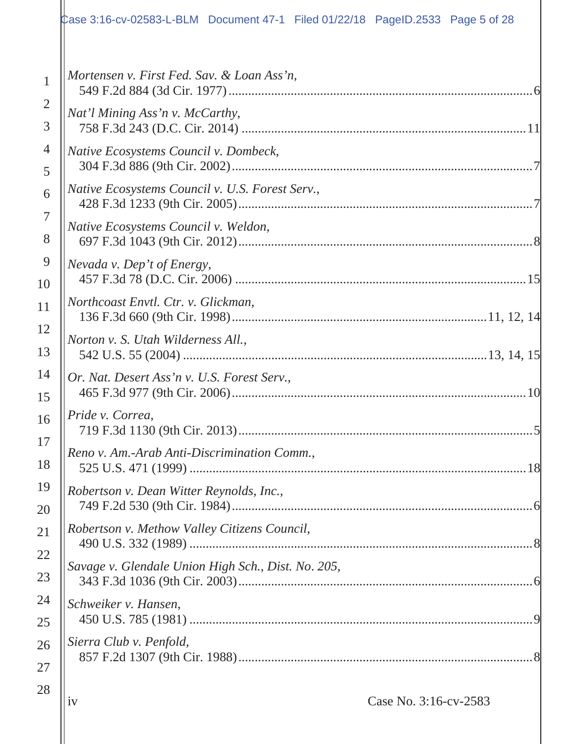*Mortensen v. First Fed. Sav. & Loan Ass'n*,
549 F.2d 884 (3d Cir. 1977) .......... 6

*Nat'l Mining Ass'n v. McCarthy*,
758 F.3d 243 (D.C. Cir. 2014) .......... 11

*Native Ecosystems Council v. Dombeck*,
304 F.3d 886 (9th Cir. 2002) .......... 7

*Native Ecosystems Council v. U.S. Forest Serv.*,
428 F.3d 1233 (9th Cir. 2005) .......... 7

*Native Ecosystems Council v. Weldon*,
697 F.3d 1043 (9th Cir. 2012) .......... 8

*Nevada v. Dep't of Energy*,
457 F.3d 78 (D.C. Cir. 2006) .......... 15

*Northcoast Envtl. Ctr. v. Glickman*,
136 F.3d 660 (9th Cir. 1998) .......... 11, 12, 14

*Norton v. S. Utah Wilderness All.*,
542 U.S. 55 (2004) .......... 13, 14, 15

*Or. Nat. Desert Ass'n v. U.S. Forest Serv.*,
465 F.3d 977 (9th Cir. 2006) .......... 10

*Pride v. Correa*,
719 F.3d 1130 (9th Cir. 2013) .......... 5

*Reno v. Am.-Arab Anti-Discrimination Comm.*,
525 U.S. 471 (1999) .......... 18

*Robertson v. Dean Witter Reynolds, Inc.*,
749 F.2d 530 (9th Cir. 1984) .......... 6

*Robertson v. Methow Valley Citizens Council*,
490 U.S. 332 (1989) .......... 8

*Savage v. Glendale Union High Sch., Dist. No. 205*,
343 F.3d 1036 (9th Cir. 2003) .......... 6

*Schweiker v. Hansen*,
450 U.S. 785 (1981) .......... 9

*Sierra Club v. Penfold*,
857 F.2d 1307 (9th Cir. 1988) .......... 8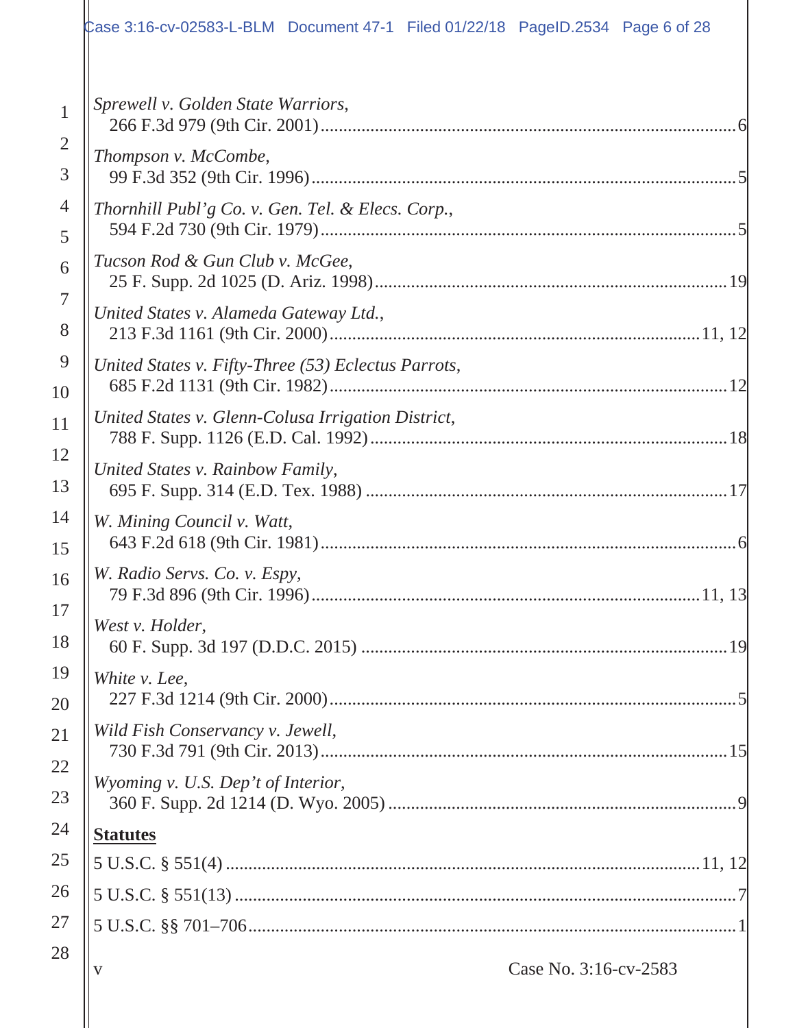*Sprewell v. Golden State Warriors*,
266 F.3d 979 (9th Cir. 2001)....................6

*Thompson v. McCombe*,
99 F.3d 352 (9th Cir. 1996)....................5

*Thornhill Publ'g Co. v. Gen. Tel. & Elecs. Corp.*,
594 F.2d 730 (9th Cir. 1979)....................5

*Tucson Rod & Gun Club v. McGee*,
25 F. Supp. 2d 1025 (D. Ariz. 1998)....................19

*United States v. Alameda Gateway Ltd.*,
213 F.3d 1161 (9th Cir. 2000)....................11, 12

*United States v. Fifty-Three (53) Eclectus Parrots*,
685 F.2d 1131 (9th Cir. 1982)....................12

*United States v. Glenn-Colusa Irrigation District*,
788 F. Supp. 1126 (E.D. Cal. 1992)....................18

*United States v. Rainbow Family*,
695 F. Supp. 314 (E.D. Tex. 1988)....................17

*W. Mining Council v. Watt*,
643 F.2d 618 (9th Cir. 1981)....................6

*W. Radio Servs. Co. v. Espy*,
79 F.3d 896 (9th Cir. 1996)....................11, 13

*West v. Holder*,
60 F. Supp. 3d 197 (D.D.C. 2015)....................19

*White v. Lee*,
227 F.3d 1214 (9th Cir. 2000)....................5

*Wild Fish Conservancy v. Jewell*,
730 F.3d 791 (9th Cir. 2013)....................15

*Wyoming v. U.S. Dep't of Interior*,
360 F. Supp. 2d 1214 (D. Wyo. 2005)....................9

**Statutes**

5 U.S.C. § 551(4)....................11, 12

5 U.S.C. § 551(13)....................7

5 U.S.C. §§ 701–706....................1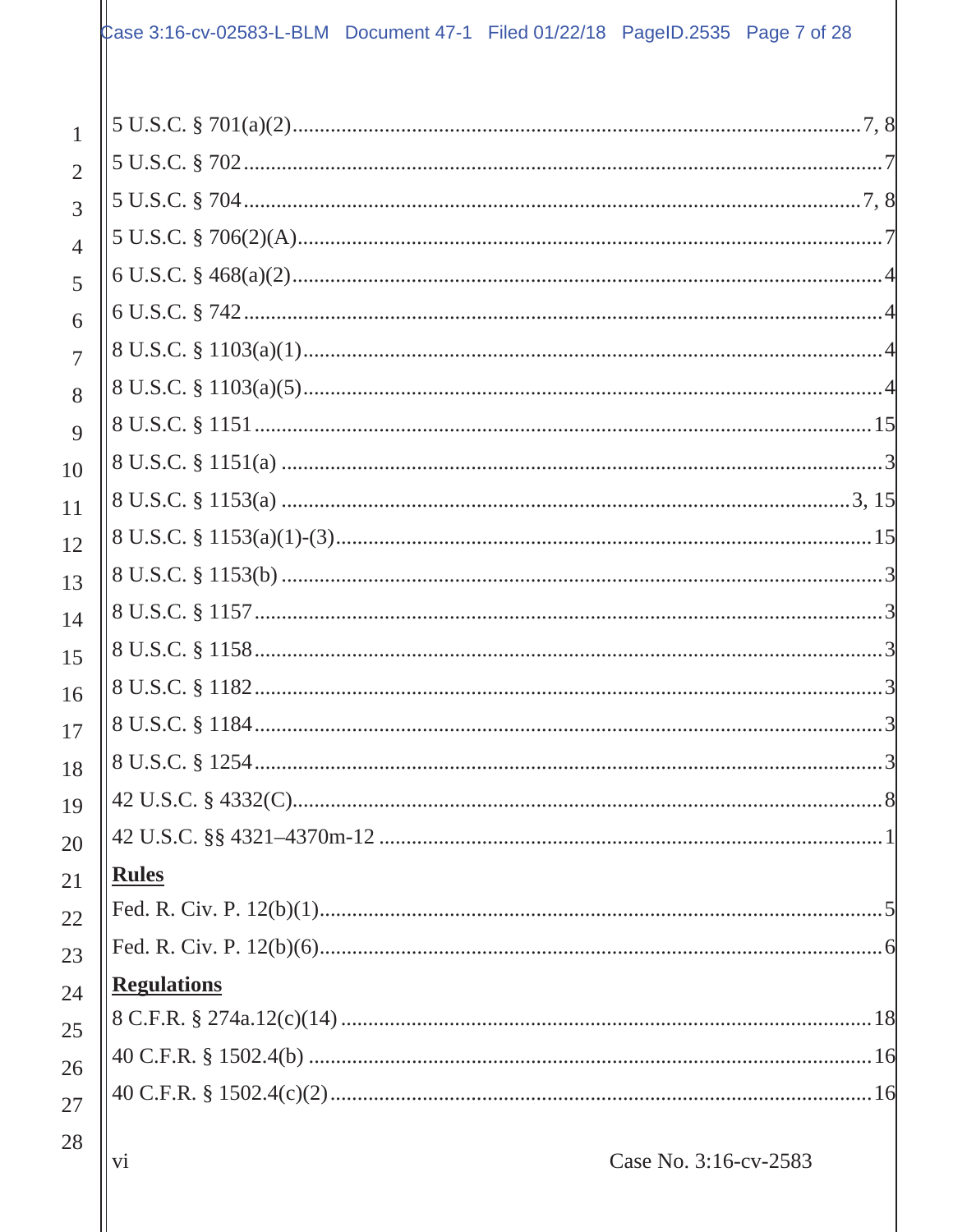5 U.S.C. § 701(a)(2)........................................................................................7, 8

5 U.S.C. § 702.......................................................................................................7

5 U.S.C. § 704.................................................................................................7, 8

5 U.S.C. § 706(2)(A)..............................................................................................7

6 U.S.C. § 468(a)(2)...............................................................................................4

6 U.S.C. § 742.......................................................................................................4

8 U.S.C. § 1103(a)(1).............................................................................................4

8 U.S.C. § 1103(a)(5).............................................................................................4

8 U.S.C. § 1151...................................................................................................15

8 U.S.C. § 1151(a) ................................................................................................3

8 U.S.C. § 1153(a) ........................................................................................3, 15

8 U.S.C. § 1153(a)(1)-(3).....................................................................................15

8 U.S.C. § 1153(b) ................................................................................................3

8 U.S.C. § 1157.....................................................................................................3

8 U.S.C. § 1158.....................................................................................................3

8 U.S.C. § 1182.....................................................................................................3

8 U.S.C. § 1184.....................................................................................................3

8 U.S.C. § 1254.....................................................................................................3

42 U.S.C. § 4332(C)...............................................................................................8

42 U.S.C. §§ 4321–4370m-12 ..............................................................................1

**Rules**

Fed. R. Civ. P. 12(b)(1)..........................................................................................5

Fed. R. Civ. P. 12(b)(6)..........................................................................................6

**Regulations**

8 C.F.R. § 274a.12(c)(14) ....................................................................................18

40 C.F.R. § 1502.4(b) ..........................................................................................16

40 C.F.R. § 1502.4(c)(2)......................................................................................16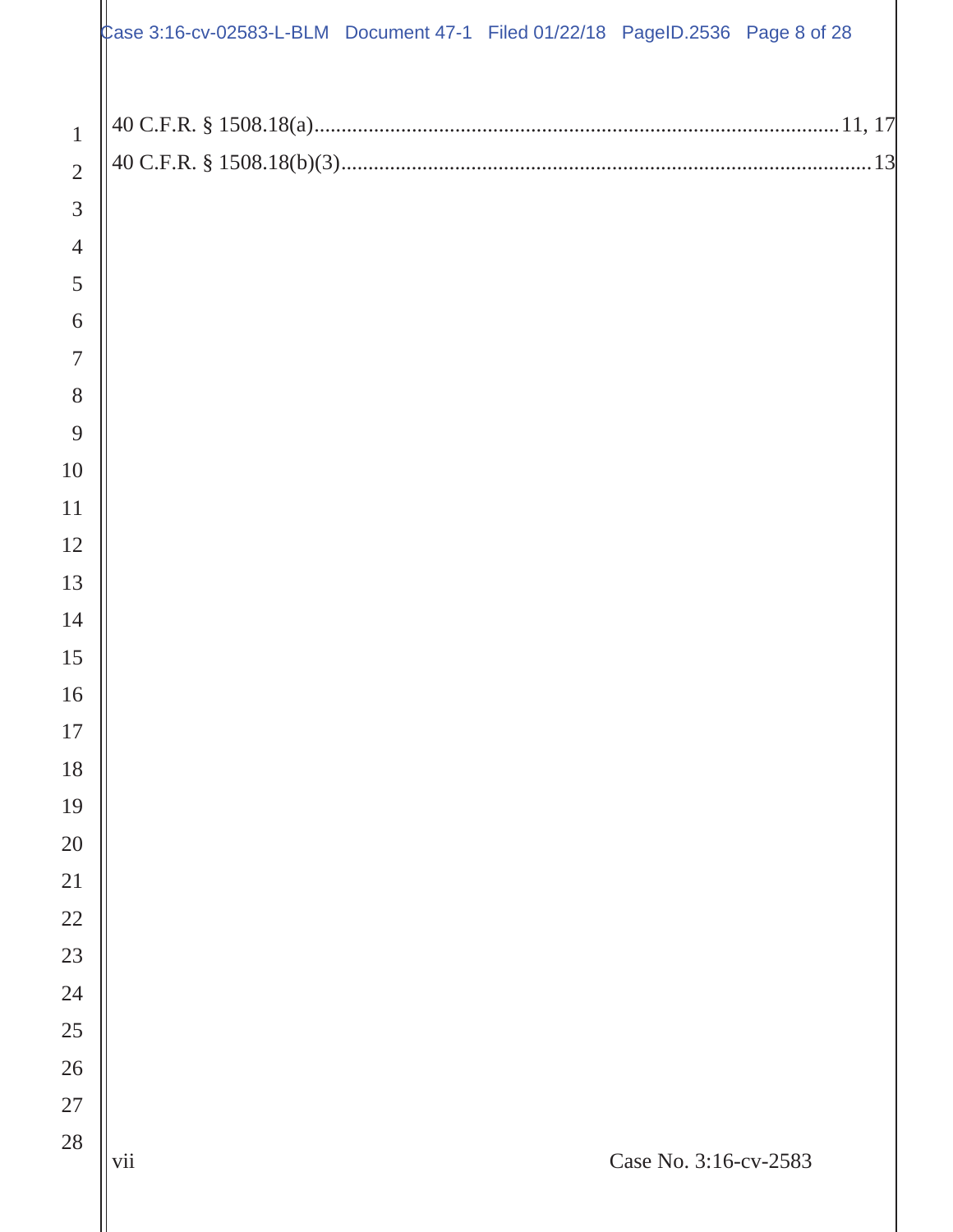40 C.F.R. § 1508.18(a)........................................................................................11, 17

40 C.F.R. § 1508.18(b)(3)..........................................................................................13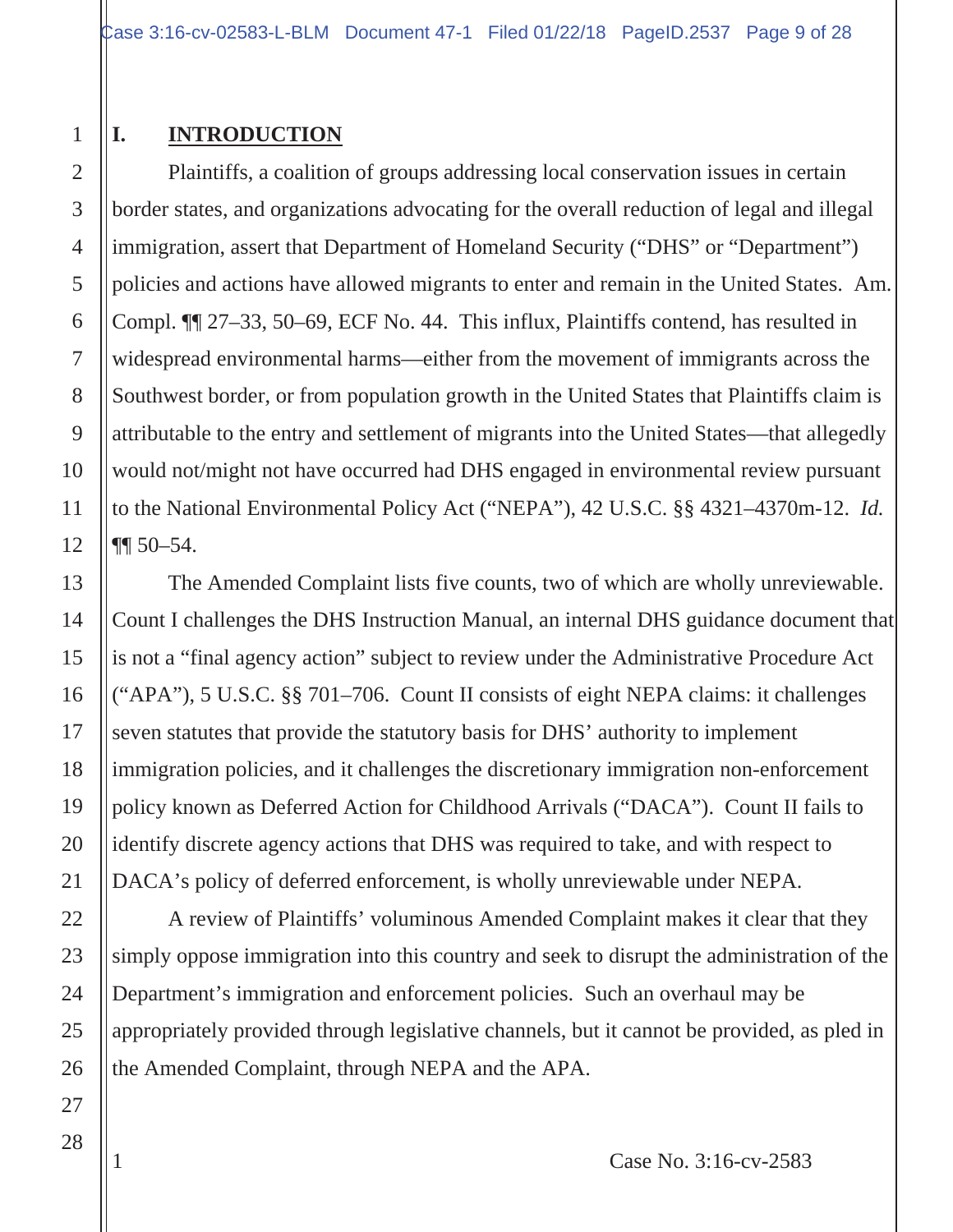## I. INTRODUCTION

Plaintiffs, a coalition of groups addressing local conservation issues in certain border states, and organizations advocating for the overall reduction of legal and illegal immigration, assert that Department of Homeland Security ("DHS" or "Department") policies and actions have allowed migrants to enter and remain in the United States. Am. Compl. ¶¶ 27–33, 50–69, ECF No. 44. This influx, Plaintiffs contend, has resulted in widespread environmental harms—either from the movement of immigrants across the Southwest border, or from population growth in the United States that Plaintiffs claim is attributable to the entry and settlement of migrants into the United States—that allegedly would not/might not have occurred had DHS engaged in environmental review pursuant to the National Environmental Policy Act ("NEPA"), 42 U.S.C. §§ 4321–4370m-12. *Id.* ¶¶ 50–54.

The Amended Complaint lists five counts, two of which are wholly unreviewable. Count I challenges the DHS Instruction Manual, an internal DHS guidance document that is not a "final agency action" subject to review under the Administrative Procedure Act ("APA"), 5 U.S.C. §§ 701–706. Count II consists of eight NEPA claims: it challenges seven statutes that provide the statutory basis for DHS' authority to implement immigration policies, and it challenges the discretionary immigration non-enforcement policy known as Deferred Action for Childhood Arrivals ("DACA"). Count II fails to identify discrete agency actions that DHS was required to take, and with respect to DACA's policy of deferred enforcement, is wholly unreviewable under NEPA.

A review of Plaintiffs' voluminous Amended Complaint makes it clear that they simply oppose immigration into this country and seek to disrupt the administration of the Department's immigration and enforcement policies. Such an overhaul may be appropriately provided through legislative channels, but it cannot be provided, as pled in the Amended Complaint, through NEPA and the APA.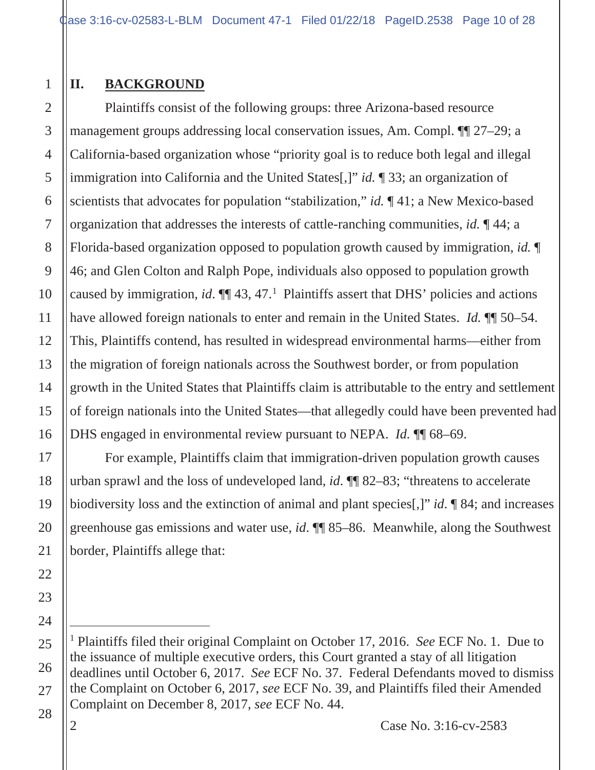## II. BACKGROUND

Plaintiffs consist of the following groups: three Arizona-based resource management groups addressing local conservation issues, Am. Compl. ¶¶ 27–29; a California-based organization whose "priority goal is to reduce both legal and illegal immigration into California and the United States[,]" *id.* ¶ 33; an organization of scientists that advocates for population "stabilization," *id.* ¶ 41; a New Mexico-based organization that addresses the interests of cattle-ranching communities, *id.* ¶ 44; a Florida-based organization opposed to population growth caused by immigration, *id.* ¶ 46; and Glen Colton and Ralph Pope, individuals also opposed to population growth caused by immigration, *id.* ¶¶ 43, 47.[1] Plaintiffs assert that DHS' policies and actions have allowed foreign nationals to enter and remain in the United States. *Id.* ¶¶ 50–54. This, Plaintiffs contend, has resulted in widespread environmental harms—either from the migration of foreign nationals across the Southwest border, or from population growth in the United States that Plaintiffs claim is attributable to the entry and settlement of foreign nationals into the United States—that allegedly could have been prevented had DHS engaged in environmental review pursuant to NEPA. *Id.* ¶¶ 68–69.

For example, Plaintiffs claim that immigration-driven population growth causes urban sprawl and the loss of undeveloped land, *id*. ¶¶ 82–83; "threatens to accelerate biodiversity loss and the extinction of animal and plant species[,]" *id*. ¶ 84; and increases greenhouse gas emissions and water use, *id*. ¶¶ 85–86. Meanwhile, along the Southwest border, Plaintiffs allege that:

---

[1] Plaintiffs filed their original Complaint on October 17, 2016. *See* ECF No. 1. Due to the issuance of multiple executive orders, this Court granted a stay of all litigation deadlines until October 6, 2017. *See* ECF No. 37. Federal Defendants moved to dismiss the Complaint on October 6, 2017, *see* ECF No. 39, and Plaintiffs filed their Amended Complaint on December 8, 2017, *see* ECF No. 44.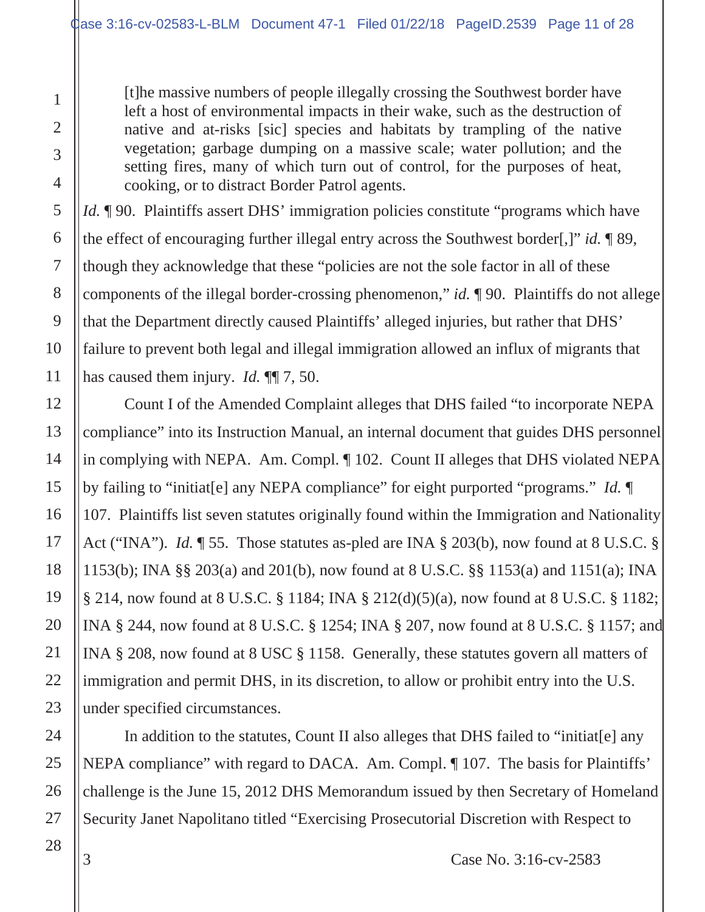> [t]he massive numbers of people illegally crossing the Southwest border have left a host of environmental impacts in their wake, such as the destruction of native and at-risks [sic] species and habitats by trampling of the native vegetation; garbage dumping on a massive scale; water pollution; and the setting fires, many of which turn out of control, for the purposes of heat, cooking, or to distract Border Patrol agents.

*Id.* ¶ 90. Plaintiffs assert DHS' immigration policies constitute "programs which have the effect of encouraging further illegal entry across the Southwest border[,]" *id.* ¶ 89, though they acknowledge that these "policies are not the sole factor in all of these components of the illegal border-crossing phenomenon," *id.* ¶ 90. Plaintiffs do not allege that the Department directly caused Plaintiffs' alleged injuries, but rather that DHS' failure to prevent both legal and illegal immigration allowed an influx of migrants that has caused them injury. *Id.* ¶¶ 7, 50.

Count I of the Amended Complaint alleges that DHS failed "to incorporate NEPA compliance" into its Instruction Manual, an internal document that guides DHS personnel in complying with NEPA. Am. Compl. ¶ 102. Count II alleges that DHS violated NEPA by failing to "initiat[e] any NEPA compliance" for eight purported "programs." *Id.* ¶ 107. Plaintiffs list seven statutes originally found within the Immigration and Nationality Act ("INA"). *Id.* ¶ 55. Those statutes as-pled are INA § 203(b), now found at 8 U.S.C. § 1153(b); INA §§ 203(a) and 201(b), now found at 8 U.S.C. §§ 1153(a) and 1151(a); INA § 214, now found at 8 U.S.C. § 1184; INA § 212(d)(5)(a), now found at 8 U.S.C. § 1182; INA § 244, now found at 8 U.S.C. § 1254; INA § 207, now found at 8 U.S.C. § 1157; and INA § 208, now found at 8 USC § 1158. Generally, these statutes govern all matters of immigration and permit DHS, in its discretion, to allow or prohibit entry into the U.S. under specified circumstances.

In addition to the statutes, Count II also alleges that DHS failed to "initiat[e] any NEPA compliance" with regard to DACA. Am. Compl. ¶ 107. The basis for Plaintiffs' challenge is the June 15, 2012 DHS Memorandum issued by then Secretary of Homeland Security Janet Napolitano titled "Exercising Prosecutorial Discretion with Respect to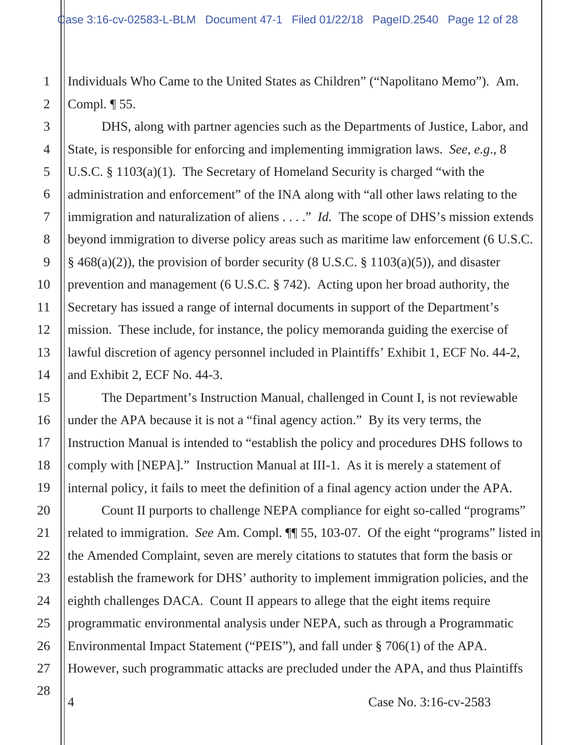Individuals Who Came to the United States as Children" ("Napolitano Memo"). Am. Compl. ¶ 55.

DHS, along with partner agencies such as the Departments of Justice, Labor, and State, is responsible for enforcing and implementing immigration laws. *See, e.g.*, 8 U.S.C. § 1103(a)(1). The Secretary of Homeland Security is charged "with the administration and enforcement" of the INA along with "all other laws relating to the immigration and naturalization of aliens . . . ." *Id.* The scope of DHS's mission extends beyond immigration to diverse policy areas such as maritime law enforcement (6 U.S.C. § 468(a)(2)), the provision of border security (8 U.S.C. § 1103(a)(5)), and disaster prevention and management (6 U.S.C. § 742). Acting upon her broad authority, the Secretary has issued a range of internal documents in support of the Department's mission. These include, for instance, the policy memoranda guiding the exercise of lawful discretion of agency personnel included in Plaintiffs' Exhibit 1, ECF No. 44-2, and Exhibit 2, ECF No. 44-3.

The Department's Instruction Manual, challenged in Count I, is not reviewable under the APA because it is not a "final agency action." By its very terms, the Instruction Manual is intended to "establish the policy and procedures DHS follows to comply with [NEPA]." Instruction Manual at III-1. As it is merely a statement of internal policy, it fails to meet the definition of a final agency action under the APA.

Count II purports to challenge NEPA compliance for eight so-called "programs" related to immigration. *See* Am. Compl. ¶¶ 55, 103-07. Of the eight "programs" listed in the Amended Complaint, seven are merely citations to statutes that form the basis or establish the framework for DHS' authority to implement immigration policies, and the eighth challenges DACA. Count II appears to allege that the eight items require programmatic environmental analysis under NEPA, such as through a Programmatic Environmental Impact Statement ("PEIS"), and fall under § 706(1) of the APA. However, such programmatic attacks are precluded under the APA, and thus Plaintiffs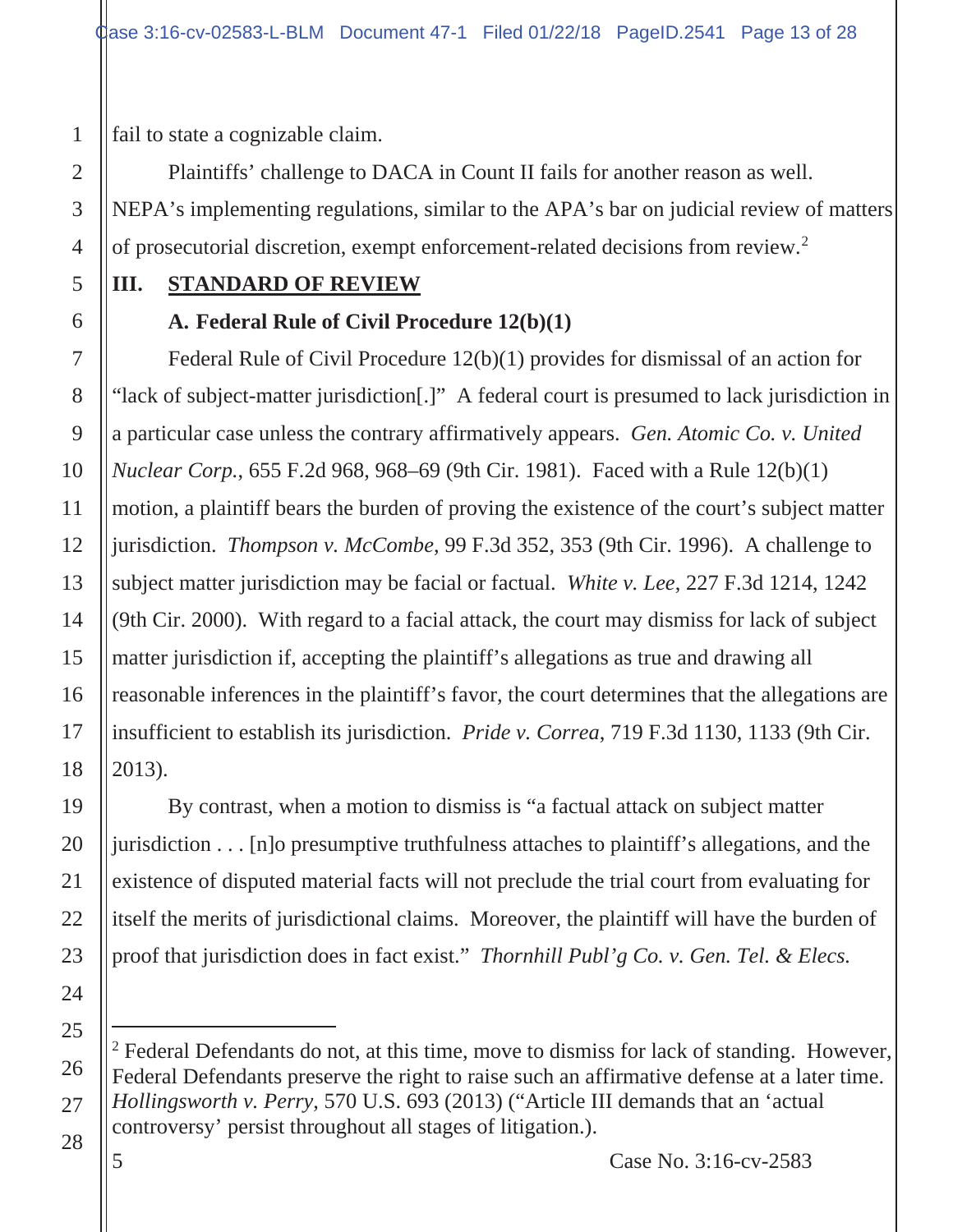fail to state a cognizable claim.

Plaintiffs' challenge to DACA in Count II fails for another reason as well. NEPA's implementing regulations, similar to the APA's bar on judicial review of matters of prosecutorial discretion, exempt enforcement-related decisions from review.[2]

## III. STANDARD OF REVIEW

### A. Federal Rule of Civil Procedure 12(b)(1)

Federal Rule of Civil Procedure 12(b)(1) provides for dismissal of an action for "lack of subject-matter jurisdiction[.]" A federal court is presumed to lack jurisdiction in a particular case unless the contrary affirmatively appears. *Gen. Atomic Co. v. United Nuclear Corp.*, 655 F.2d 968, 968–69 (9th Cir. 1981). Faced with a Rule 12(b)(1) motion, a plaintiff bears the burden of proving the existence of the court's subject matter jurisdiction. *Thompson v. McCombe*, 99 F.3d 352, 353 (9th Cir. 1996). A challenge to subject matter jurisdiction may be facial or factual. *White v. Lee*, 227 F.3d 1214, 1242 (9th Cir. 2000). With regard to a facial attack, the court may dismiss for lack of subject matter jurisdiction if, accepting the plaintiff's allegations as true and drawing all reasonable inferences in the plaintiff's favor, the court determines that the allegations are insufficient to establish its jurisdiction. *Pride v. Correa*, 719 F.3d 1130, 1133 (9th Cir. 2013).

By contrast, when a motion to dismiss is "a factual attack on subject matter jurisdiction . . . [n]o presumptive truthfulness attaches to plaintiff's allegations, and the existence of disputed material facts will not preclude the trial court from evaluating for itself the merits of jurisdictional claims. Moreover, the plaintiff will have the burden of proof that jurisdiction does in fact exist." *Thornhill Publ'g Co. v. Gen. Tel. & Elecs.*

---

[2] Federal Defendants do not, at this time, move to dismiss for lack of standing. However, Federal Defendants preserve the right to raise such an affirmative defense at a later time. *Hollingsworth v. Perry*, 570 U.S. 693 (2013) ("Article III demands that an 'actual controversy' persist throughout all stages of litigation.).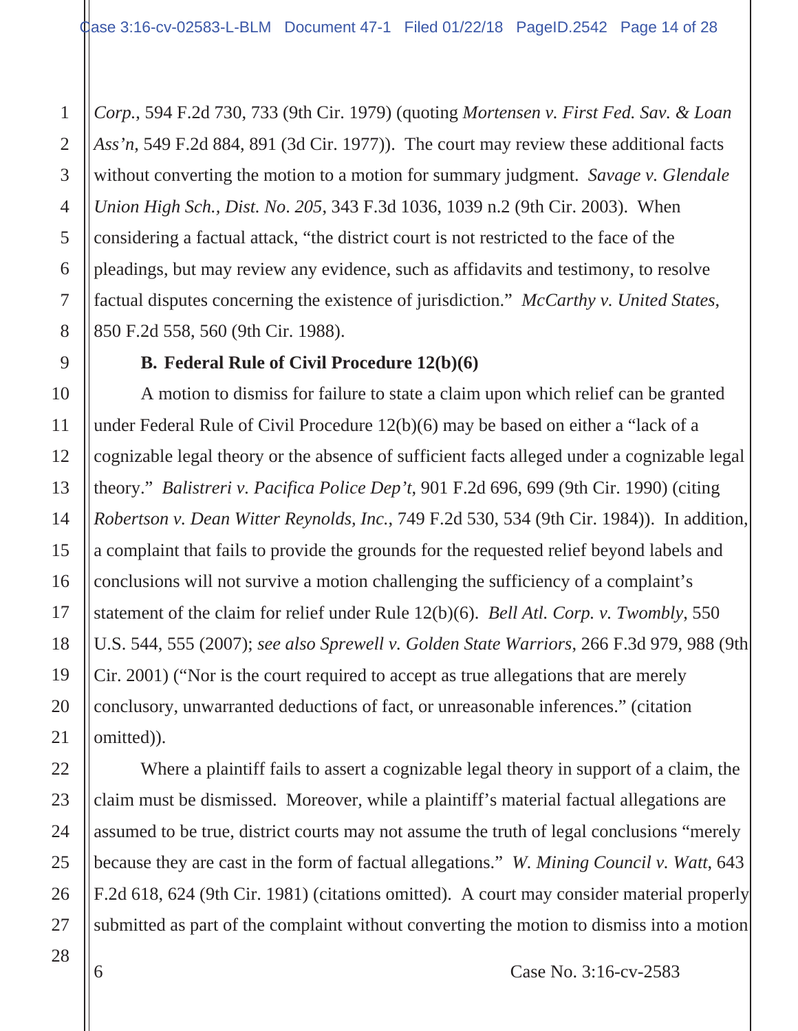*Corp.*, 594 F.2d 730, 733 (9th Cir. 1979) (quoting *Mortensen v. First Fed. Sav. & Loan Ass'n*, 549 F.2d 884, 891 (3d Cir. 1977)). The court may review these additional facts without converting the motion to a motion for summary judgment. *Savage v. Glendale Union High Sch., Dist. No. 205*, 343 F.3d 1036, 1039 n.2 (9th Cir. 2003). When considering a factual attack, "the district court is not restricted to the face of the pleadings, but may review any evidence, such as affidavits and testimony, to resolve factual disputes concerning the existence of jurisdiction." *McCarthy v. United States*, 850 F.2d 558, 560 (9th Cir. 1988).

**B. Federal Rule of Civil Procedure 12(b)(6)**

A motion to dismiss for failure to state a claim upon which relief can be granted under Federal Rule of Civil Procedure 12(b)(6) may be based on either a "lack of a cognizable legal theory or the absence of sufficient facts alleged under a cognizable legal theory." *Balistreri v. Pacifica Police Dep't*, 901 F.2d 696, 699 (9th Cir. 1990) (citing *Robertson v. Dean Witter Reynolds, Inc.*, 749 F.2d 530, 534 (9th Cir. 1984)). In addition, a complaint that fails to provide the grounds for the requested relief beyond labels and conclusions will not survive a motion challenging the sufficiency of a complaint's statement of the claim for relief under Rule 12(b)(6). *Bell Atl. Corp. v. Twombly*, 550 U.S. 544, 555 (2007); *see also Sprewell v. Golden State Warriors*, 266 F.3d 979, 988 (9th Cir. 2001) ("Nor is the court required to accept as true allegations that are merely conclusory, unwarranted deductions of fact, or unreasonable inferences." (citation omitted)).

Where a plaintiff fails to assert a cognizable legal theory in support of a claim, the claim must be dismissed. Moreover, while a plaintiff's material factual allegations are assumed to be true, district courts may not assume the truth of legal conclusions "merely because they are cast in the form of factual allegations." *W. Mining Council v. Watt*, 643 F.2d 618, 624 (9th Cir. 1981) (citations omitted). A court may consider material properly submitted as part of the complaint without converting the motion to dismiss into a motion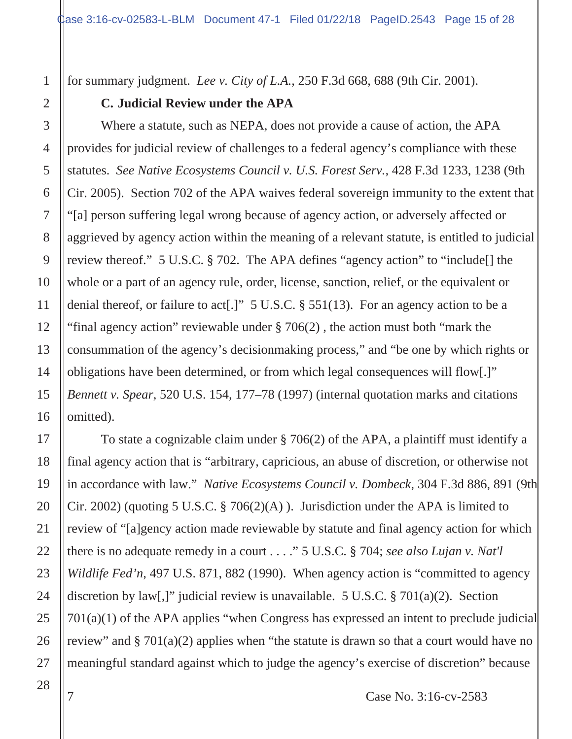for summary judgment. *Lee v. City of L.A.*, 250 F.3d 668, 688 (9th Cir. 2001).

### C. Judicial Review under the APA

Where a statute, such as NEPA, does not provide a cause of action, the APA provides for judicial review of challenges to a federal agency's compliance with these statutes. *See Native Ecosystems Council v. U.S. Forest Serv.*, 428 F.3d 1233, 1238 (9th Cir. 2005). Section 702 of the APA waives federal sovereign immunity to the extent that "[a] person suffering legal wrong because of agency action, or adversely affected or aggrieved by agency action within the meaning of a relevant statute, is entitled to judicial review thereof." 5 U.S.C. § 702. The APA defines "agency action" to "include[] the whole or a part of an agency rule, order, license, sanction, relief, or the equivalent or denial thereof, or failure to act[.]" 5 U.S.C. § 551(13). For an agency action to be a "final agency action" reviewable under § 706(2) , the action must both "mark the consummation of the agency's decisionmaking process," and "be one by which rights or obligations have been determined, or from which legal consequences will flow[.]" *Bennett v. Spear*, 520 U.S. 154, 177–78 (1997) (internal quotation marks and citations omitted).

To state a cognizable claim under § 706(2) of the APA, a plaintiff must identify a final agency action that is "arbitrary, capricious, an abuse of discretion, or otherwise not in accordance with law." *Native Ecosystems Council v. Dombeck*, 304 F.3d 886, 891 (9th Cir. 2002) (quoting 5 U.S.C. § 706(2)(A) ). Jurisdiction under the APA is limited to review of "[a]gency action made reviewable by statute and final agency action for which there is no adequate remedy in a court . . . ." 5 U.S.C. § 704; *see also Lujan v. Nat'l Wildlife Fed'n*, 497 U.S. 871, 882 (1990). When agency action is "committed to agency discretion by law[,]" judicial review is unavailable. 5 U.S.C. § 701(a)(2). Section 701(a)(1) of the APA applies "when Congress has expressed an intent to preclude judicial review" and § 701(a)(2) applies when "the statute is drawn so that a court would have no meaningful standard against which to judge the agency's exercise of discretion" because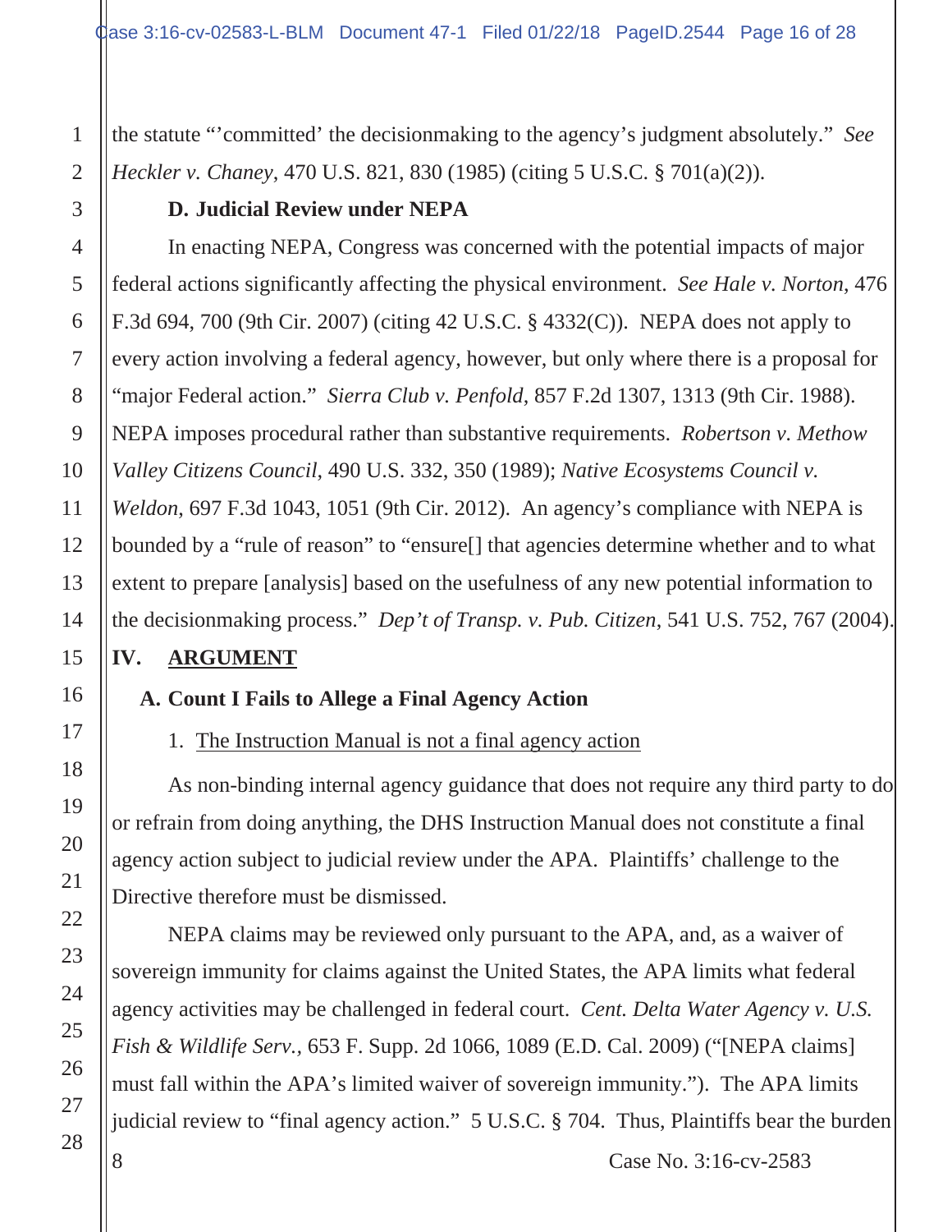the statute "'committed' the decisionmaking to the agency's judgment absolutely." *See Heckler v. Chaney*, 470 U.S. 821, 830 (1985) (citing 5 U.S.C. § 701(a)(2)).

**D. Judicial Review under NEPA**

In enacting NEPA, Congress was concerned with the potential impacts of major federal actions significantly affecting the physical environment. *See Hale v. Norton*, 476 F.3d 694, 700 (9th Cir. 2007) (citing 42 U.S.C. § 4332(C)). NEPA does not apply to every action involving a federal agency, however, but only where there is a proposal for "major Federal action." *Sierra Club v. Penfold*, 857 F.2d 1307, 1313 (9th Cir. 1988). NEPA imposes procedural rather than substantive requirements. *Robertson v. Methow Valley Citizens Council*, 490 U.S. 332, 350 (1989); *Native Ecosystems Council v. Weldon*, 697 F.3d 1043, 1051 (9th Cir. 2012). An agency's compliance with NEPA is bounded by a "rule of reason" to "ensure[] that agencies determine whether and to what extent to prepare [analysis] based on the usefulness of any new potential information to the decisionmaking process." *Dep't of Transp. v. Pub. Citizen*, 541 U.S. 752, 767 (2004).

## IV. ARGUMENT

### A. Count I Fails to Allege a Final Agency Action

1. The Instruction Manual is not a final agency action

As non-binding internal agency guidance that does not require any third party to do or refrain from doing anything, the DHS Instruction Manual does not constitute a final agency action subject to judicial review under the APA. Plaintiffs' challenge to the Directive therefore must be dismissed.

NEPA claims may be reviewed only pursuant to the APA, and, as a waiver of sovereign immunity for claims against the United States, the APA limits what federal agency activities may be challenged in federal court. *Cent. Delta Water Agency v. U.S. Fish & Wildlife Serv.*, 653 F. Supp. 2d 1066, 1089 (E.D. Cal. 2009) ("[NEPA claims] must fall within the APA's limited waiver of sovereign immunity."). The APA limits judicial review to "final agency action." 5 U.S.C. § 704. Thus, Plaintiffs bear the burden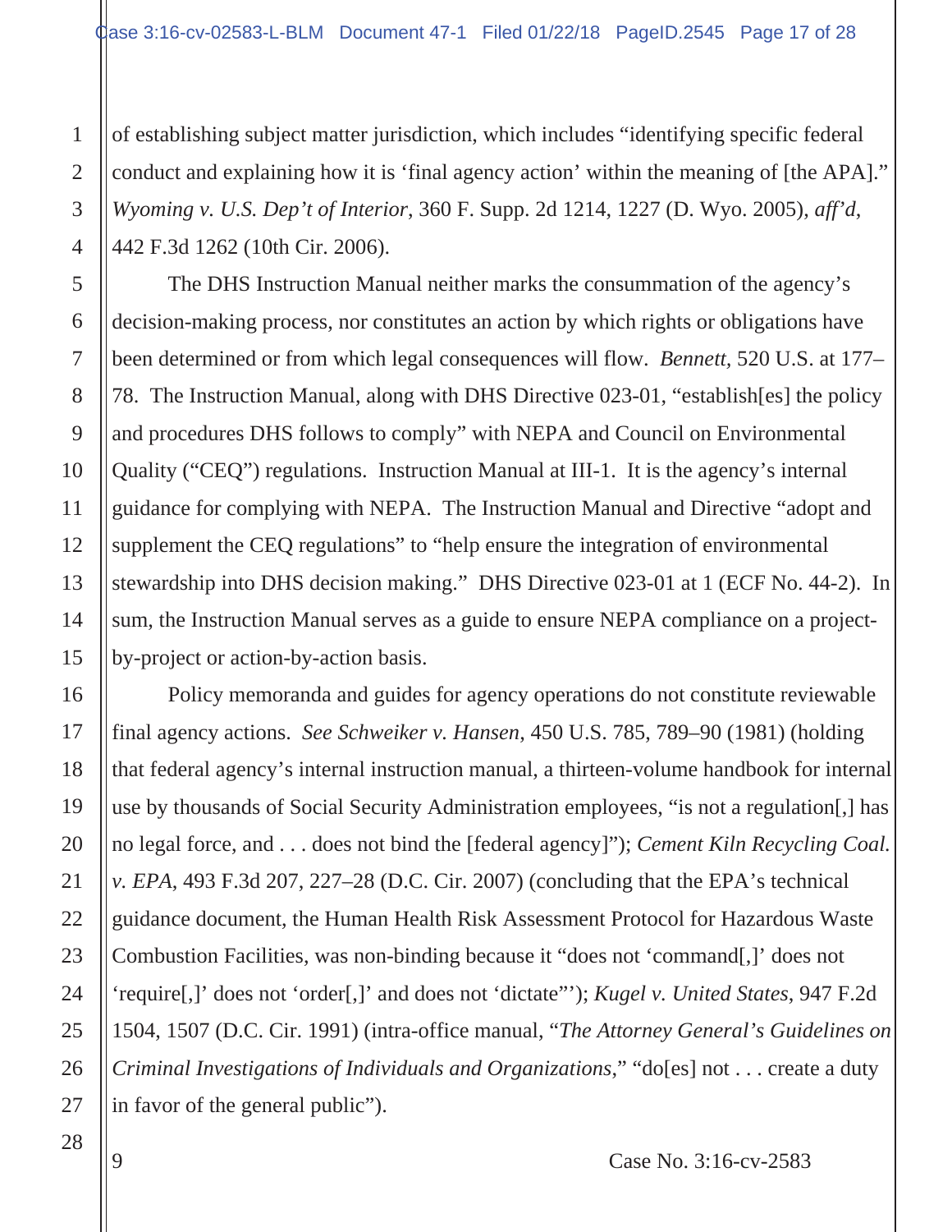of establishing subject matter jurisdiction, which includes "identifying specific federal conduct and explaining how it is 'final agency action' within the meaning of [the APA]." *Wyoming v. U.S. Dep't of Interior*, 360 F. Supp. 2d 1214, 1227 (D. Wyo. 2005), *aff'd*, 442 F.3d 1262 (10th Cir. 2006).

The DHS Instruction Manual neither marks the consummation of the agency's decision-making process, nor constitutes an action by which rights or obligations have been determined or from which legal consequences will flow. *Bennett*, 520 U.S. at 177–78. The Instruction Manual, along with DHS Directive 023-01, "establish[es] the policy and procedures DHS follows to comply" with NEPA and Council on Environmental Quality ("CEQ") regulations. Instruction Manual at III-1. It is the agency's internal guidance for complying with NEPA. The Instruction Manual and Directive "adopt and supplement the CEQ regulations" to "help ensure the integration of environmental stewardship into DHS decision making." DHS Directive 023-01 at 1 (ECF No. 44-2). In sum, the Instruction Manual serves as a guide to ensure NEPA compliance on a project-by-project or action-by-action basis.

Policy memoranda and guides for agency operations do not constitute reviewable final agency actions. *See Schweiker v. Hansen*, 450 U.S. 785, 789–90 (1981) (holding that federal agency's internal instruction manual, a thirteen-volume handbook for internal use by thousands of Social Security Administration employees, "is not a regulation[,] has no legal force, and . . . does not bind the [federal agency]"); *Cement Kiln Recycling Coal. v. EPA*, 493 F.3d 207, 227–28 (D.C. Cir. 2007) (concluding that the EPA's technical guidance document, the Human Health Risk Assessment Protocol for Hazardous Waste Combustion Facilities, was non-binding because it "does not 'command[,]' does not 'require[,]' does not 'order[,]' and does not 'dictate"'); *Kugel v. United States*, 947 F.2d 1504, 1507 (D.C. Cir. 1991) (intra-office manual, "*The Attorney General's Guidelines on Criminal Investigations of Individuals and Organizations*," "do[es] not . . . create a duty in favor of the general public").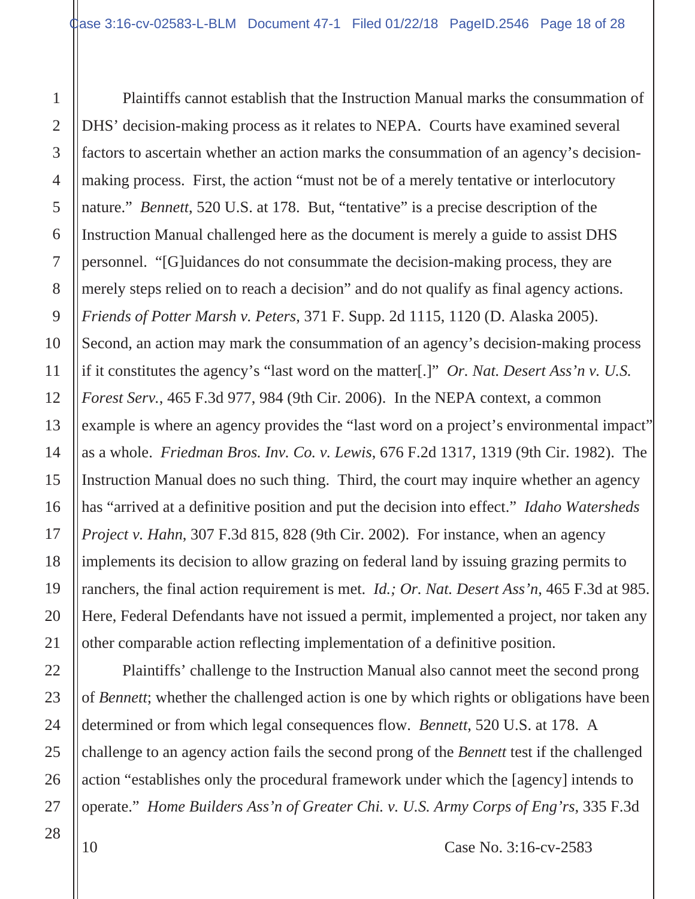Plaintiffs cannot establish that the Instruction Manual marks the consummation of DHS' decision-making process as it relates to NEPA. Courts have examined several factors to ascertain whether an action marks the consummation of an agency's decision-making process. First, the action "must not be of a merely tentative or interlocutory nature." *Bennett*, 520 U.S. at 178. But, "tentative" is a precise description of the Instruction Manual challenged here as the document is merely a guide to assist DHS personnel. "[G]uidances do not consummate the decision-making process, they are merely steps relied on to reach a decision" and do not qualify as final agency actions. *Friends of Potter Marsh v. Peters*, 371 F. Supp. 2d 1115, 1120 (D. Alaska 2005). Second, an action may mark the consummation of an agency's decision-making process if it constitutes the agency's "last word on the matter[.]" *Or. Nat. Desert Ass'n v. U.S. Forest Serv.*, 465 F.3d 977, 984 (9th Cir. 2006). In the NEPA context, a common example is where an agency provides the "last word on a project's environmental impact" as a whole. *Friedman Bros. Inv. Co. v. Lewis*, 676 F.2d 1317, 1319 (9th Cir. 1982). The Instruction Manual does no such thing. Third, the court may inquire whether an agency has "arrived at a definitive position and put the decision into effect." *Idaho Watersheds Project v. Hahn*, 307 F.3d 815, 828 (9th Cir. 2002). For instance, when an agency implements its decision to allow grazing on federal land by issuing grazing permits to ranchers, the final action requirement is met. *Id.; Or. Nat. Desert Ass'n*, 465 F.3d at 985. Here, Federal Defendants have not issued a permit, implemented a project, nor taken any other comparable action reflecting implementation of a definitive position.

Plaintiffs' challenge to the Instruction Manual also cannot meet the second prong of *Bennett*; whether the challenged action is one by which rights or obligations have been determined or from which legal consequences flow. *Bennett*, 520 U.S. at 178. A challenge to an agency action fails the second prong of the *Bennett* test if the challenged action "establishes only the procedural framework under which the [agency] intends to operate." *Home Builders Ass'n of Greater Chi. v. U.S. Army Corps of Eng'rs*, 335 F.3d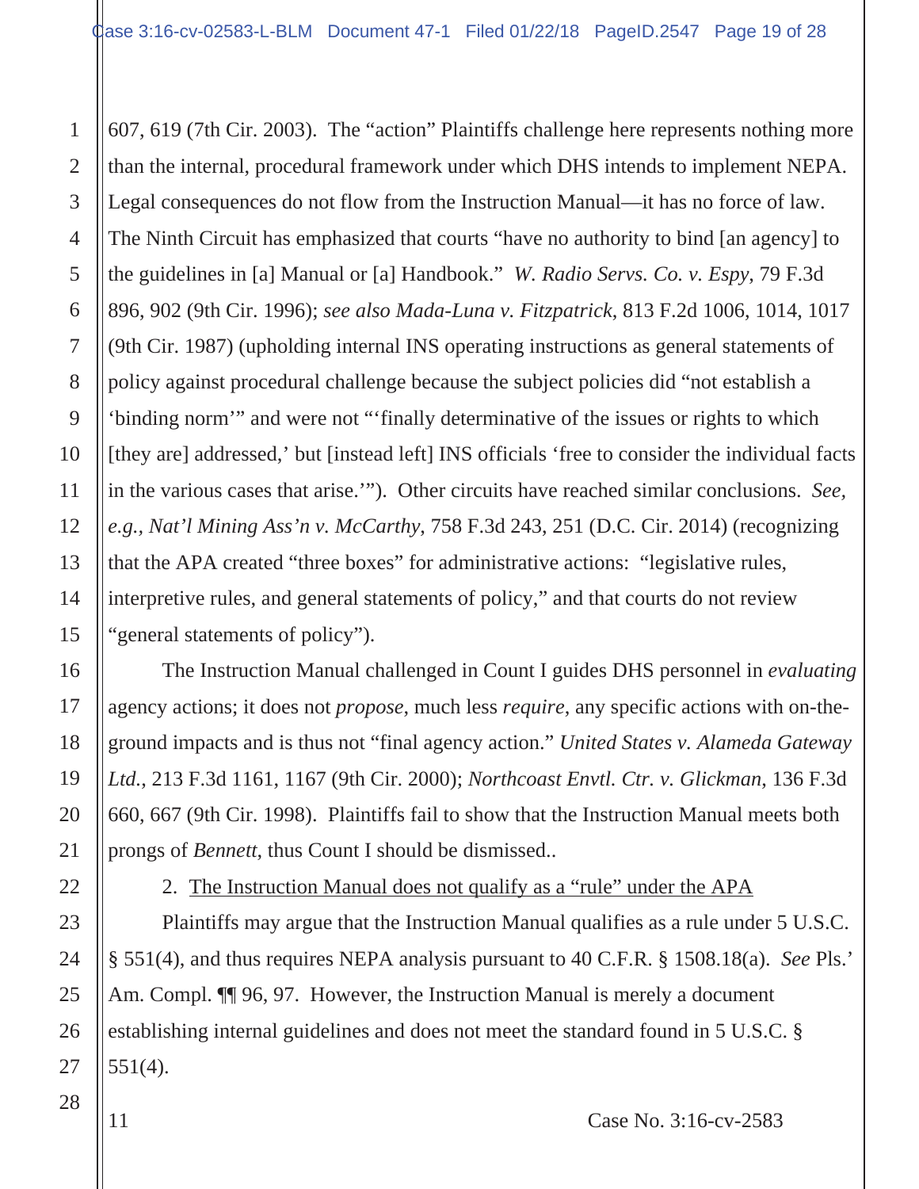607, 619 (7th Cir. 2003). The "action" Plaintiffs challenge here represents nothing more than the internal, procedural framework under which DHS intends to implement NEPA. Legal consequences do not flow from the Instruction Manual—it has no force of law. The Ninth Circuit has emphasized that courts "have no authority to bind [an agency] to the guidelines in [a] Manual or [a] Handbook." *W. Radio Servs. Co. v. Espy*, 79 F.3d 896, 902 (9th Cir. 1996); *see also Mada-Luna v. Fitzpatrick*, 813 F.2d 1006, 1014, 1017 (9th Cir. 1987) (upholding internal INS operating instructions as general statements of policy against procedural challenge because the subject policies did "not establish a 'binding norm'" and were not "'finally determinative of the issues or rights to which [they are] addressed,' but [instead left] INS officials 'free to consider the individual facts in the various cases that arise.'"). Other circuits have reached similar conclusions. *See, e.g., Nat'l Mining Ass'n v. McCarthy*, 758 F.3d 243, 251 (D.C. Cir. 2014) (recognizing that the APA created "three boxes" for administrative actions: "legislative rules, interpretive rules, and general statements of policy," and that courts do not review "general statements of policy").

The Instruction Manual challenged in Count I guides DHS personnel in *evaluating* agency actions; it does not *propose*, much less *require*, any specific actions with on-the-ground impacts and is thus not "final agency action." *United States v. Alameda Gateway Ltd.*, 213 F.3d 1161, 1167 (9th Cir. 2000); *Northcoast Envtl. Ctr. v. Glickman*, 136 F.3d 660, 667 (9th Cir. 1998). Plaintiffs fail to show that the Instruction Manual meets both prongs of *Bennett*, thus Count I should be dismissed..

2. <u>The Instruction Manual does not qualify as a "rule" under the APA</u>

Plaintiffs may argue that the Instruction Manual qualifies as a rule under 5 U.S.C. § 551(4), and thus requires NEPA analysis pursuant to 40 C.F.R. § 1508.18(a). *See* Pls.' Am. Compl. ¶¶ 96, 97. However, the Instruction Manual is merely a document establishing internal guidelines and does not meet the standard found in 5 U.S.C. § 551(4).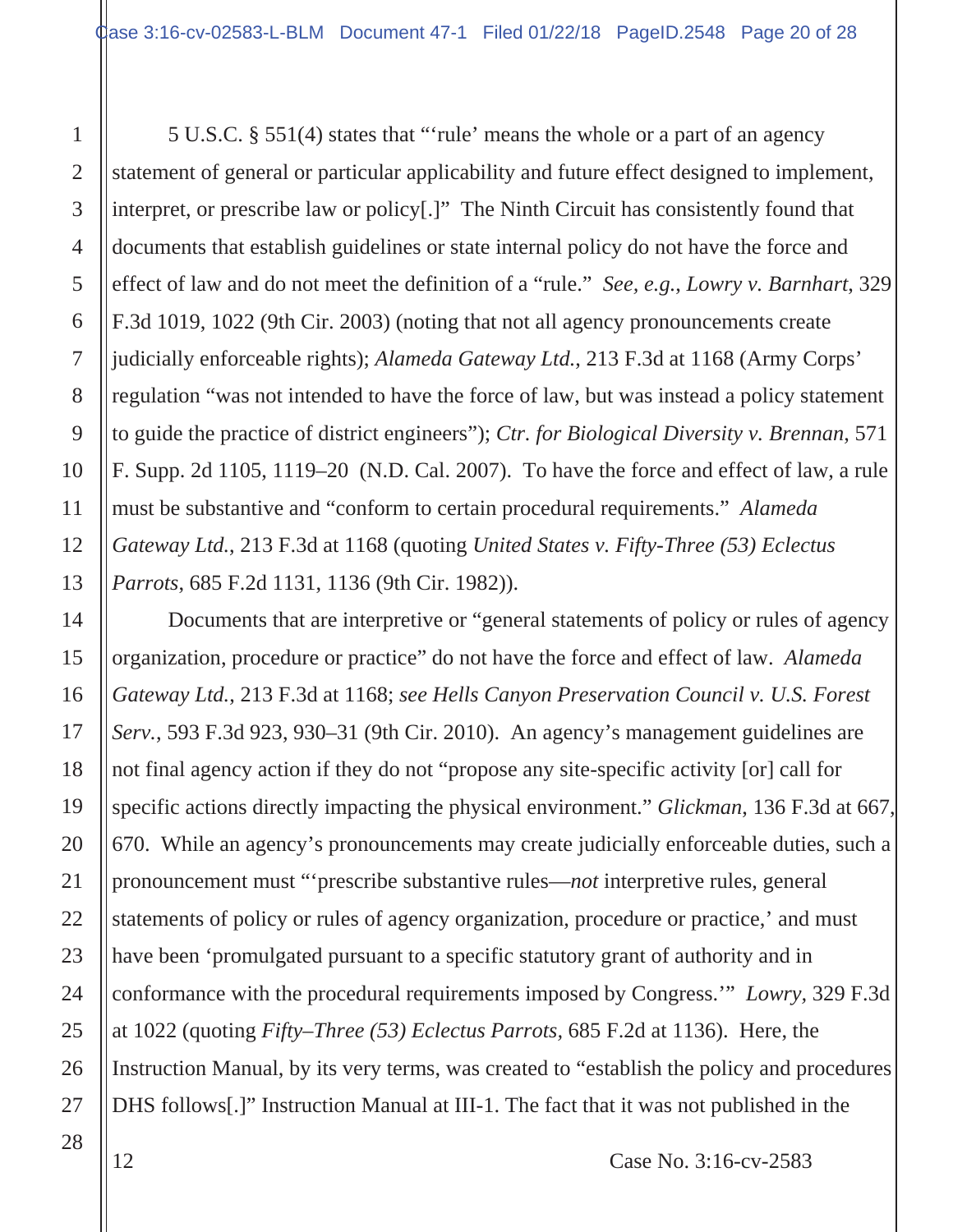5 U.S.C. § 551(4) states that "'rule' means the whole or a part of an agency statement of general or particular applicability and future effect designed to implement, interpret, or prescribe law or policy[.]" The Ninth Circuit has consistently found that documents that establish guidelines or state internal policy do not have the force and effect of law and do not meet the definition of a "rule." *See, e.g., Lowry v. Barnhart*, 329 F.3d 1019, 1022 (9th Cir. 2003) (noting that not all agency pronouncements create judicially enforceable rights); *Alameda Gateway Ltd.*, 213 F.3d at 1168 (Army Corps' regulation "was not intended to have the force of law, but was instead a policy statement to guide the practice of district engineers"); *Ctr. for Biological Diversity v. Brennan*, 571 F. Supp. 2d 1105, 1119–20 (N.D. Cal. 2007). To have the force and effect of law, a rule must be substantive and "conform to certain procedural requirements." *Alameda Gateway Ltd.*, 213 F.3d at 1168 (quoting *United States v. Fifty-Three (53) Eclectus Parrots*, 685 F.2d 1131, 1136 (9th Cir. 1982)).

Documents that are interpretive or "general statements of policy or rules of agency organization, procedure or practice" do not have the force and effect of law. *Alameda Gateway Ltd.*, 213 F.3d at 1168; *see Hells Canyon Preservation Council v. U.S. Forest Serv.*, 593 F.3d 923, 930–31 (9th Cir. 2010). An agency's management guidelines are not final agency action if they do not "propose any site-specific activity [or] call for specific actions directly impacting the physical environment." *Glickman*, 136 F.3d at 667, 670. While an agency's pronouncements may create judicially enforceable duties, such a pronouncement must "'prescribe substantive rules—*not* interpretive rules, general statements of policy or rules of agency organization, procedure or practice,' and must have been 'promulgated pursuant to a specific statutory grant of authority and in conformance with the procedural requirements imposed by Congress.'" *Lowry*, 329 F.3d at 1022 (quoting *Fifty–Three (53) Eclectus Parrots*, 685 F.2d at 1136). Here, the Instruction Manual, by its very terms, was created to "establish the policy and procedures DHS follows[.]" Instruction Manual at III-1. The fact that it was not published in the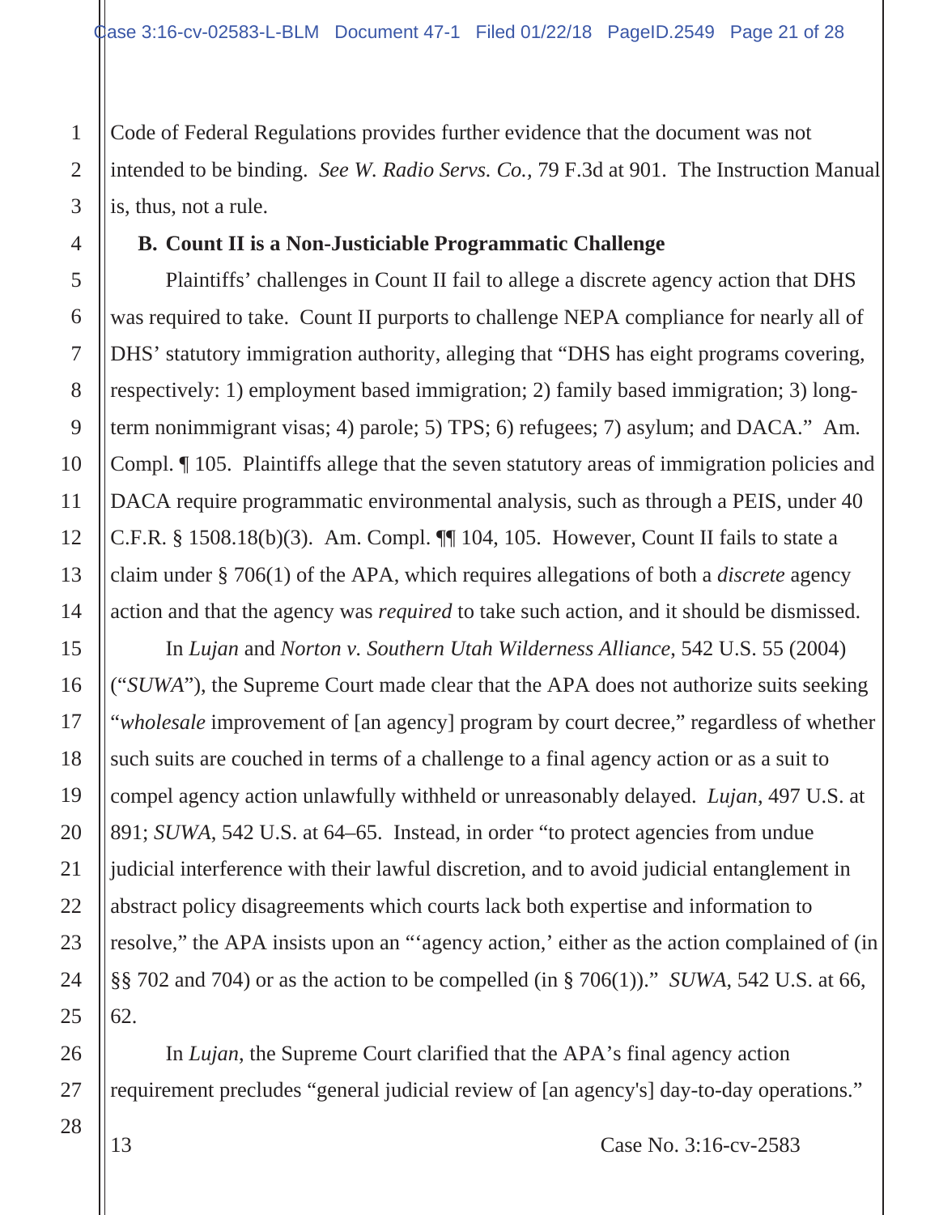Code of Federal Regulations provides further evidence that the document was not intended to be binding. *See W. Radio Servs. Co.*, 79 F.3d at 901. The Instruction Manual is, thus, not a rule.

### B. Count II is a Non-Justiciable Programmatic Challenge

Plaintiffs' challenges in Count II fail to allege a discrete agency action that DHS was required to take. Count II purports to challenge NEPA compliance for nearly all of DHS' statutory immigration authority, alleging that "DHS has eight programs covering, respectively: 1) employment based immigration; 2) family based immigration; 3) long-term nonimmigrant visas; 4) parole; 5) TPS; 6) refugees; 7) asylum; and DACA." Am. Compl. ¶ 105. Plaintiffs allege that the seven statutory areas of immigration policies and DACA require programmatic environmental analysis, such as through a PEIS, under 40 C.F.R. § 1508.18(b)(3). Am. Compl. ¶¶ 104, 105. However, Count II fails to state a claim under § 706(1) of the APA, which requires allegations of both a *discrete* agency action and that the agency was *required* to take such action, and it should be dismissed.

In *Lujan* and *Norton v. Southern Utah Wilderness Alliance*, 542 U.S. 55 (2004) ("*SUWA*"), the Supreme Court made clear that the APA does not authorize suits seeking "*wholesale* improvement of [an agency] program by court decree," regardless of whether such suits are couched in terms of a challenge to a final agency action or as a suit to compel agency action unlawfully withheld or unreasonably delayed. *Lujan*, 497 U.S. at 891; *SUWA*, 542 U.S. at 64–65. Instead, in order "to protect agencies from undue judicial interference with their lawful discretion, and to avoid judicial entanglement in abstract policy disagreements which courts lack both expertise and information to resolve," the APA insists upon an "'agency action,' either as the action complained of (in §§ 702 and 704) or as the action to be compelled (in § 706(1))." *SUWA*, 542 U.S. at 66, 62.

In *Lujan*, the Supreme Court clarified that the APA's final agency action requirement precludes "general judicial review of [an agency's] day-to-day operations."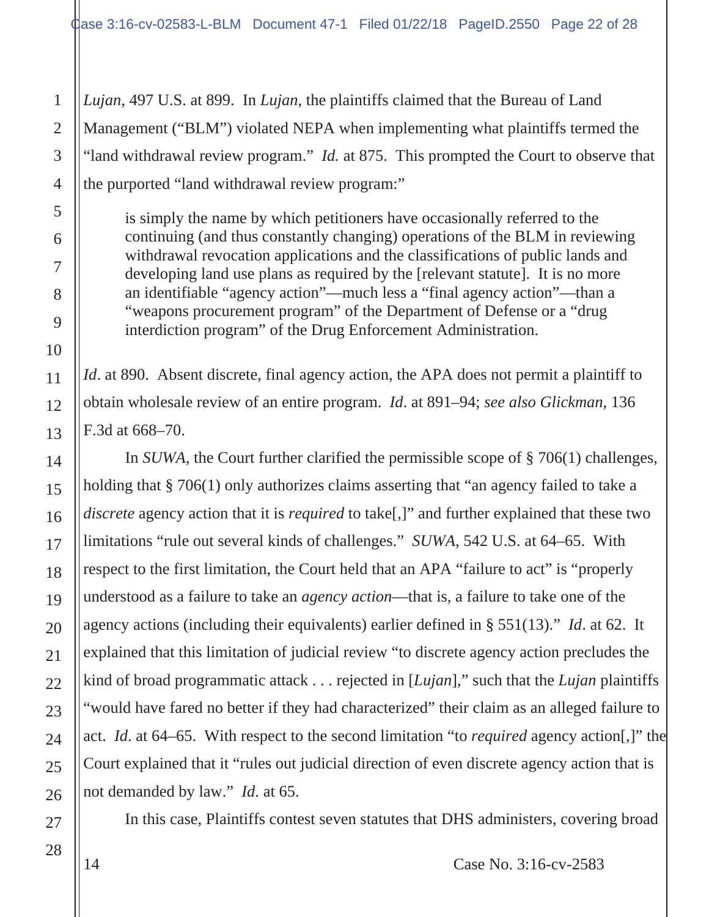*Lujan*, 497 U.S. at 899. In *Lujan*, the plaintiffs claimed that the Bureau of Land Management ("BLM") violated NEPA when implementing what plaintiffs termed the "land withdrawal review program." *Id.* at 875. This prompted the Court to observe that the purported "land withdrawal review program:"

> is simply the name by which petitioners have occasionally referred to the continuing (and thus constantly changing) operations of the BLM in reviewing withdrawal revocation applications and the classifications of public lands and developing land use plans as required by the [relevant statute]. It is no more an identifiable "agency action"—much less a "final agency action"—than a "weapons procurement program" of the Department of Defense or a "drug interdiction program" of the Drug Enforcement Administration.

*Id*. at 890. Absent discrete, final agency action, the APA does not permit a plaintiff to obtain wholesale review of an entire program. *Id*. at 891–94; *see also Glickman*, 136 F.3d at 668–70.

In *SUWA*, the Court further clarified the permissible scope of § 706(1) challenges, holding that § 706(1) only authorizes claims asserting that "an agency failed to take a *discrete* agency action that it is *required* to take[,]" and further explained that these two limitations "rule out several kinds of challenges." *SUWA*, 542 U.S. at 64–65. With respect to the first limitation, the Court held that an APA "failure to act" is "properly understood as a failure to take an *agency action*—that is, a failure to take one of the agency actions (including their equivalents) earlier defined in § 551(13)." *Id*. at 62. It explained that this limitation of judicial review "to discrete agency action precludes the kind of broad programmatic attack . . . rejected in [*Lujan*]," such that the *Lujan* plaintiffs "would have fared no better if they had characterized" their claim as an alleged failure to act. *Id*. at 64–65. With respect to the second limitation "to *required* agency action[,]" the Court explained that it "rules out judicial direction of even discrete agency action that is not demanded by law." *Id*. at 65.

In this case, Plaintiffs contest seven statutes that DHS administers, covering broad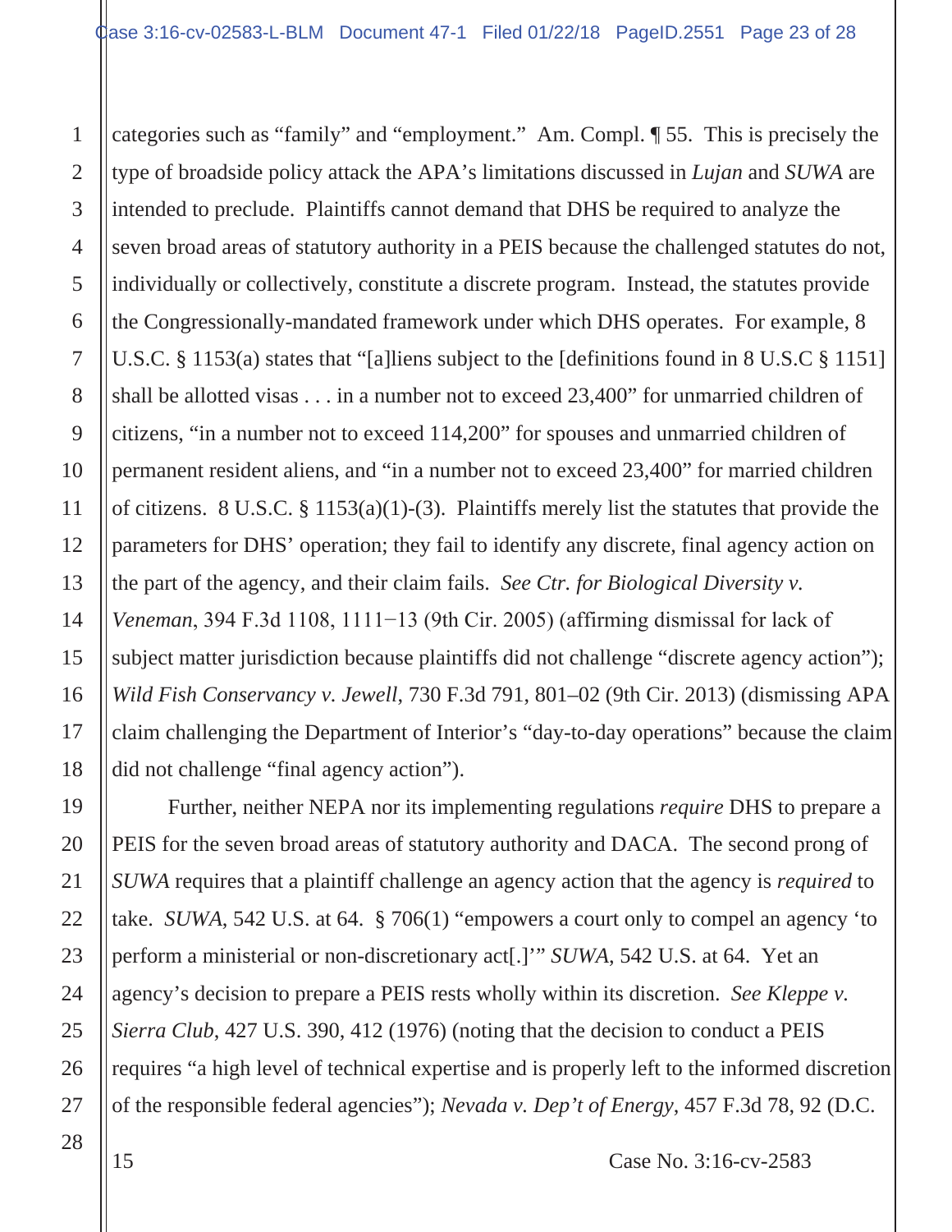categories such as "family" and "employment." Am. Compl. ¶ 55. This is precisely the type of broadside policy attack the APA's limitations discussed in *Lujan* and *SUWA* are intended to preclude. Plaintiffs cannot demand that DHS be required to analyze the seven broad areas of statutory authority in a PEIS because the challenged statutes do not, individually or collectively, constitute a discrete program. Instead, the statutes provide the Congressionally-mandated framework under which DHS operates. For example, 8 U.S.C. § 1153(a) states that "[a]liens subject to the [definitions found in 8 U.S.C § 1151] shall be allotted visas . . . in a number not to exceed 23,400" for unmarried children of citizens, "in a number not to exceed 114,200" for spouses and unmarried children of permanent resident aliens, and "in a number not to exceed 23,400" for married children of citizens. 8 U.S.C. § 1153(a)(1)-(3). Plaintiffs merely list the statutes that provide the parameters for DHS' operation; they fail to identify any discrete, final agency action on the part of the agency, and their claim fails. *See Ctr. for Biological Diversity v. Veneman*, 394 F.3d 1108, 1111−13 (9th Cir. 2005) (affirming dismissal for lack of subject matter jurisdiction because plaintiffs did not challenge "discrete agency action"); *Wild Fish Conservancy v. Jewell*, 730 F.3d 791, 801–02 (9th Cir. 2013) (dismissing APA claim challenging the Department of Interior's "day-to-day operations" because the claim did not challenge "final agency action").

Further, neither NEPA nor its implementing regulations *require* DHS to prepare a PEIS for the seven broad areas of statutory authority and DACA. The second prong of *SUWA* requires that a plaintiff challenge an agency action that the agency is *required* to take. *SUWA*, 542 U.S. at 64. § 706(1) "empowers a court only to compel an agency 'to perform a ministerial or non-discretionary act[.]'" *SUWA*, 542 U.S. at 64. Yet an agency's decision to prepare a PEIS rests wholly within its discretion. *See Kleppe v. Sierra Club*, 427 U.S. 390, 412 (1976) (noting that the decision to conduct a PEIS requires "a high level of technical expertise and is properly left to the informed discretion of the responsible federal agencies"); *Nevada v. Dep't of Energy*, 457 F.3d 78, 92 (D.C.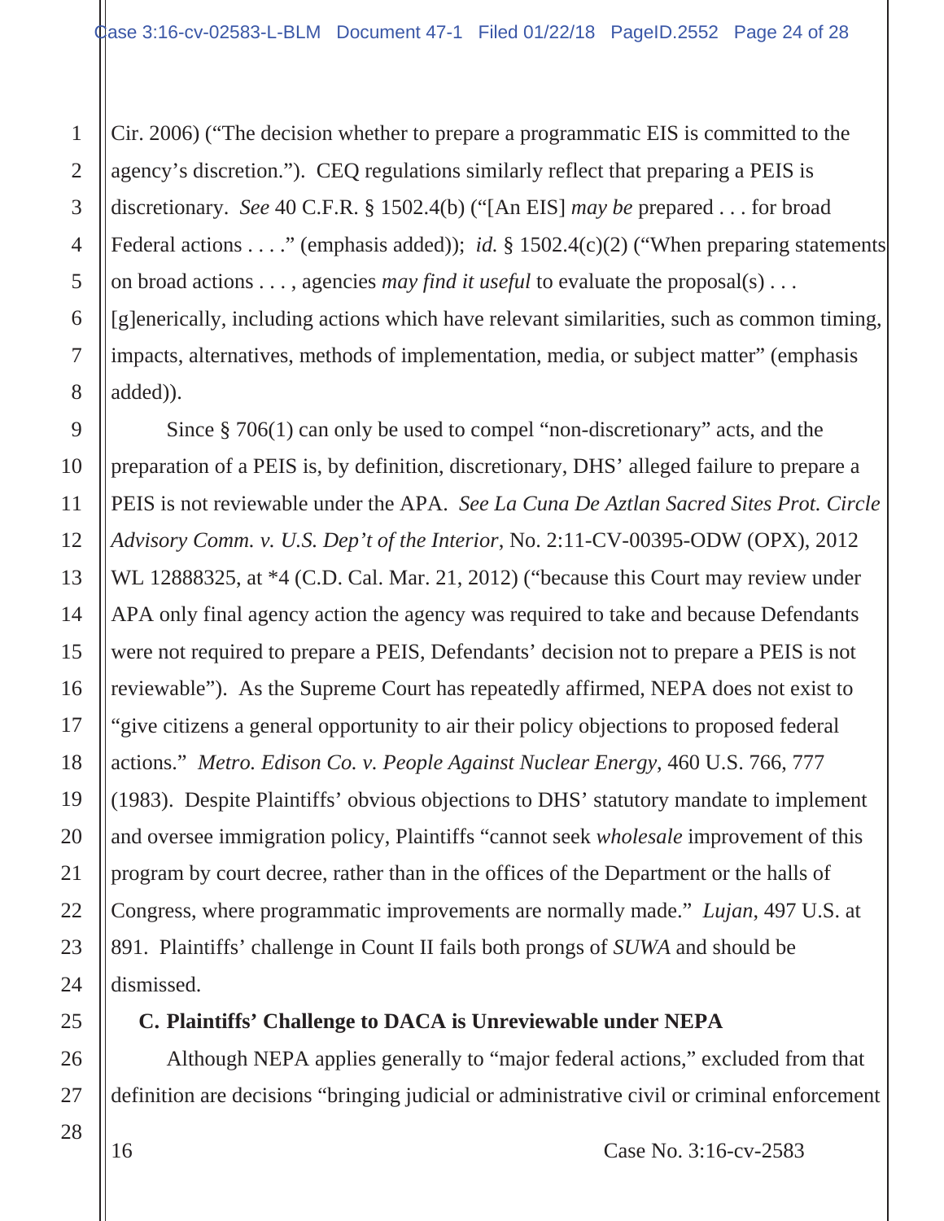Cir. 2006) ("The decision whether to prepare a programmatic EIS is committed to the agency's discretion."). CEQ regulations similarly reflect that preparing a PEIS is discretionary. *See* 40 C.F.R. § 1502.4(b) ("[An EIS] *may be* prepared . . . for broad Federal actions . . . ." (emphasis added)); *id.* § 1502.4(c)(2) ("When preparing statements on broad actions . . . , agencies *may find it useful* to evaluate the proposal(s) . . . [g]enerically, including actions which have relevant similarities, such as common timing, impacts, alternatives, methods of implementation, media, or subject matter" (emphasis added)).

Since § 706(1) can only be used to compel "non-discretionary" acts, and the preparation of a PEIS is, by definition, discretionary, DHS' alleged failure to prepare a PEIS is not reviewable under the APA. *See La Cuna De Aztlan Sacred Sites Prot. Circle Advisory Comm. v. U.S. Dep't of the Interior*, No. 2:11-CV-00395-ODW (OPX), 2012 WL 12888325, at *4 (C.D. Cal. Mar. 21, 2012) ("because this Court may review under APA only final agency action the agency was required to take and because Defendants were not required to prepare a PEIS, Defendants' decision not to prepare a PEIS is not reviewable"). As the Supreme Court has repeatedly affirmed, NEPA does not exist to "give citizens a general opportunity to air their policy objections to proposed federal actions." *Metro. Edison Co. v. People Against Nuclear Energy*, 460 U.S. 766, 777 (1983). Despite Plaintiffs' obvious objections to DHS' statutory mandate to implement and oversee immigration policy, Plaintiffs "cannot seek *wholesale* improvement of this program by court decree, rather than in the offices of the Department or the halls of Congress, where programmatic improvements are normally made." *Lujan*, 497 U.S. at 891. Plaintiffs' challenge in Count II fails both prongs of *SUWA* and should be dismissed.

### C. Plaintiffs' Challenge to DACA is Unreviewable under NEPA

Although NEPA applies generally to "major federal actions," excluded from that definition are decisions "bringing judicial or administrative civil or criminal enforcement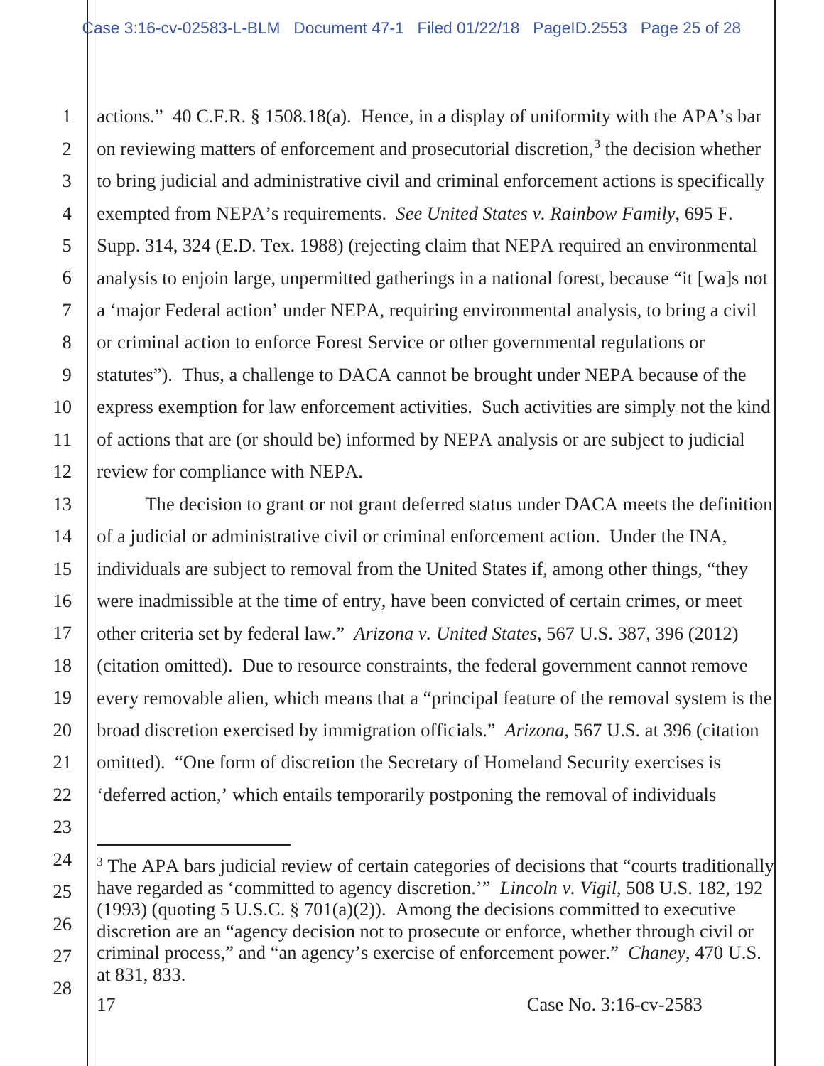actions." 40 C.F.R. § 1508.18(a). Hence, in a display of uniformity with the APA's bar on reviewing matters of enforcement and prosecutorial discretion,[3] the decision whether to bring judicial and administrative civil and criminal enforcement actions is specifically exempted from NEPA's requirements. *See United States v. Rainbow Family*, 695 F. Supp. 314, 324 (E.D. Tex. 1988) (rejecting claim that NEPA required an environmental analysis to enjoin large, unpermitted gatherings in a national forest, because "it [wa]s not a 'major Federal action' under NEPA, requiring environmental analysis, to bring a civil or criminal action to enforce Forest Service or other governmental regulations or statutes"). Thus, a challenge to DACA cannot be brought under NEPA because of the express exemption for law enforcement activities. Such activities are simply not the kind of actions that are (or should be) informed by NEPA analysis or are subject to judicial review for compliance with NEPA.

The decision to grant or not grant deferred status under DACA meets the definition of a judicial or administrative civil or criminal enforcement action. Under the INA, individuals are subject to removal from the United States if, among other things, "they were inadmissible at the time of entry, have been convicted of certain crimes, or meet other criteria set by federal law." *Arizona v. United States*, 567 U.S. 387, 396 (2012) (citation omitted). Due to resource constraints, the federal government cannot remove every removable alien, which means that a "principal feature of the removal system is the broad discretion exercised by immigration officials." *Arizona*, 567 U.S. at 396 (citation omitted). "One form of discretion the Secretary of Homeland Security exercises is 'deferred action,' which entails temporarily postponing the removal of individuals

---

[3] The APA bars judicial review of certain categories of decisions that "courts traditionally have regarded as 'committed to agency discretion.'" *Lincoln v. Vigil*, 508 U.S. 182, 192 (1993) (quoting 5 U.S.C. § 701(a)(2)). Among the decisions committed to executive discretion are an "agency decision not to prosecute or enforce, whether through civil or criminal process," and "an agency's exercise of enforcement power." *Chaney*, 470 U.S. at 831, 833.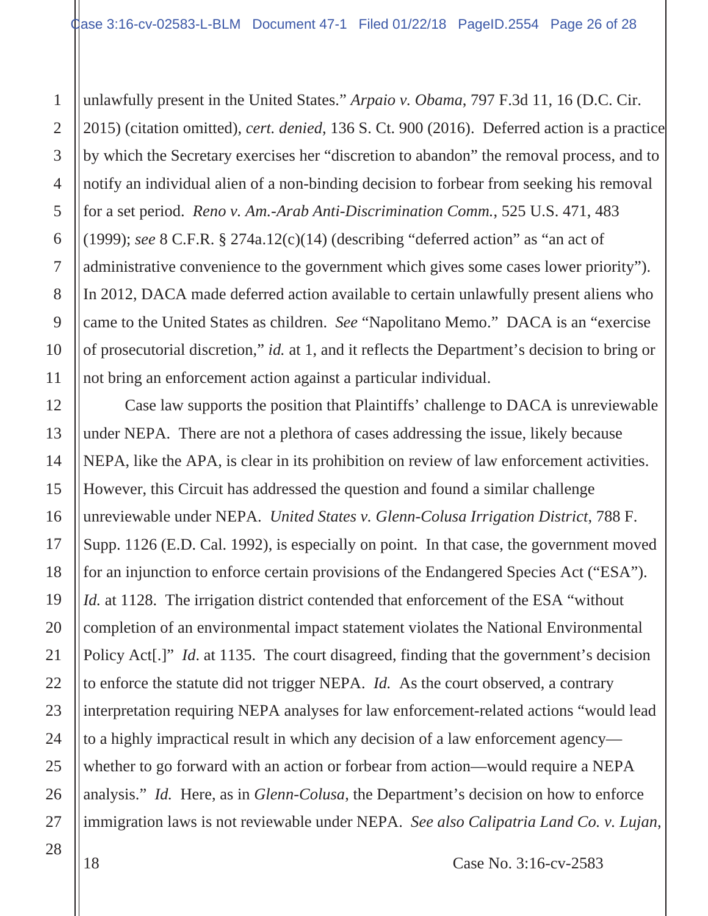unlawfully present in the United States." *Arpaio v. Obama*, 797 F.3d 11, 16 (D.C. Cir. 2015) (citation omitted), *cert. denied*, 136 S. Ct. 900 (2016). Deferred action is a practice by which the Secretary exercises her "discretion to abandon" the removal process, and to notify an individual alien of a non-binding decision to forbear from seeking his removal for a set period. *Reno v. Am.-Arab Anti-Discrimination Comm.*, 525 U.S. 471, 483 (1999); *see* 8 C.F.R. § 274a.12(c)(14) (describing "deferred action" as "an act of administrative convenience to the government which gives some cases lower priority"). In 2012, DACA made deferred action available to certain unlawfully present aliens who came to the United States as children. *See* "Napolitano Memo." DACA is an "exercise of prosecutorial discretion," *id.* at 1, and it reflects the Department's decision to bring or not bring an enforcement action against a particular individual.

Case law supports the position that Plaintiffs' challenge to DACA is unreviewable under NEPA. There are not a plethora of cases addressing the issue, likely because NEPA, like the APA, is clear in its prohibition on review of law enforcement activities. However, this Circuit has addressed the question and found a similar challenge unreviewable under NEPA. *United States v. Glenn-Colusa Irrigation District*, 788 F. Supp. 1126 (E.D. Cal. 1992), is especially on point. In that case, the government moved for an injunction to enforce certain provisions of the Endangered Species Act ("ESA"). *Id.* at 1128. The irrigation district contended that enforcement of the ESA "without completion of an environmental impact statement violates the National Environmental Policy Act[.]" *Id.* at 1135. The court disagreed, finding that the government's decision to enforce the statute did not trigger NEPA. *Id.* As the court observed, a contrary interpretation requiring NEPA analyses for law enforcement-related actions "would lead to a highly impractical result in which any decision of a law enforcement agency—whether to go forward with an action or forbear from action—would require a NEPA analysis." *Id.* Here, as in *Glenn-Colusa*, the Department's decision on how to enforce immigration laws is not reviewable under NEPA. *See also Calipatria Land Co. v. Lujan*,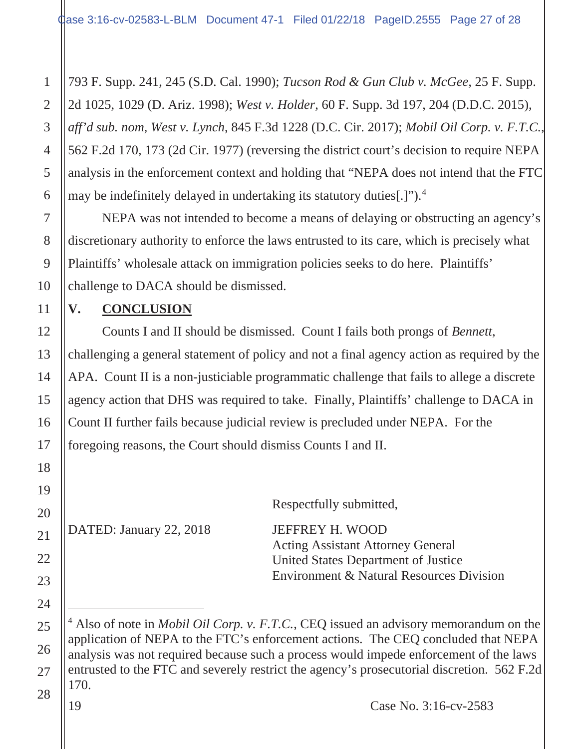793 F. Supp. 241, 245 (S.D. Cal. 1990); *Tucson Rod & Gun Club v. McGee*, 25 F. Supp. 2d 1025, 1029 (D. Ariz. 1998); *West v. Holder*, 60 F. Supp. 3d 197, 204 (D.D.C. 2015), *aff'd sub. nom*, *West v. Lynch*, 845 F.3d 1228 (D.C. Cir. 2017); *Mobil Oil Corp. v. F.T.C.*, 562 F.2d 170, 173 (2d Cir. 1977) (reversing the district court's decision to require NEPA analysis in the enforcement context and holding that "NEPA does not intend that the FTC may be indefinitely delayed in undertaking its statutory duties[.]").[4]

NEPA was not intended to become a means of delaying or obstructing an agency's discretionary authority to enforce the laws entrusted to its care, which is precisely what Plaintiffs' wholesale attack on immigration policies seeks to do here. Plaintiffs' challenge to DACA should be dismissed.

## V. CONCLUSION

Counts I and II should be dismissed. Count I fails both prongs of *Bennett*, challenging a general statement of policy and not a final agency action as required by the APA. Count II is a non-justiciable programmatic challenge that fails to allege a discrete agency action that DHS was required to take. Finally, Plaintiffs' challenge to DACA in Count II further fails because judicial review is precluded under NEPA. For the foregoing reasons, the Court should dismiss Counts I and II.

Respectfully submitted,

DATED: January 22, 2018

JEFFREY H. WOOD
Acting Assistant Attorney General
United States Department of Justice
Environment & Natural Resources Division

---

[4] Also of note in *Mobil Oil Corp. v. F.T.C.*, CEQ issued an advisory memorandum on the application of NEPA to the FTC's enforcement actions. The CEQ concluded that NEPA analysis was not required because such a process would impede enforcement of the laws entrusted to the FTC and severely restrict the agency's prosecutorial discretion. 562 F.2d 170.

Case No. 3:16-cv-2583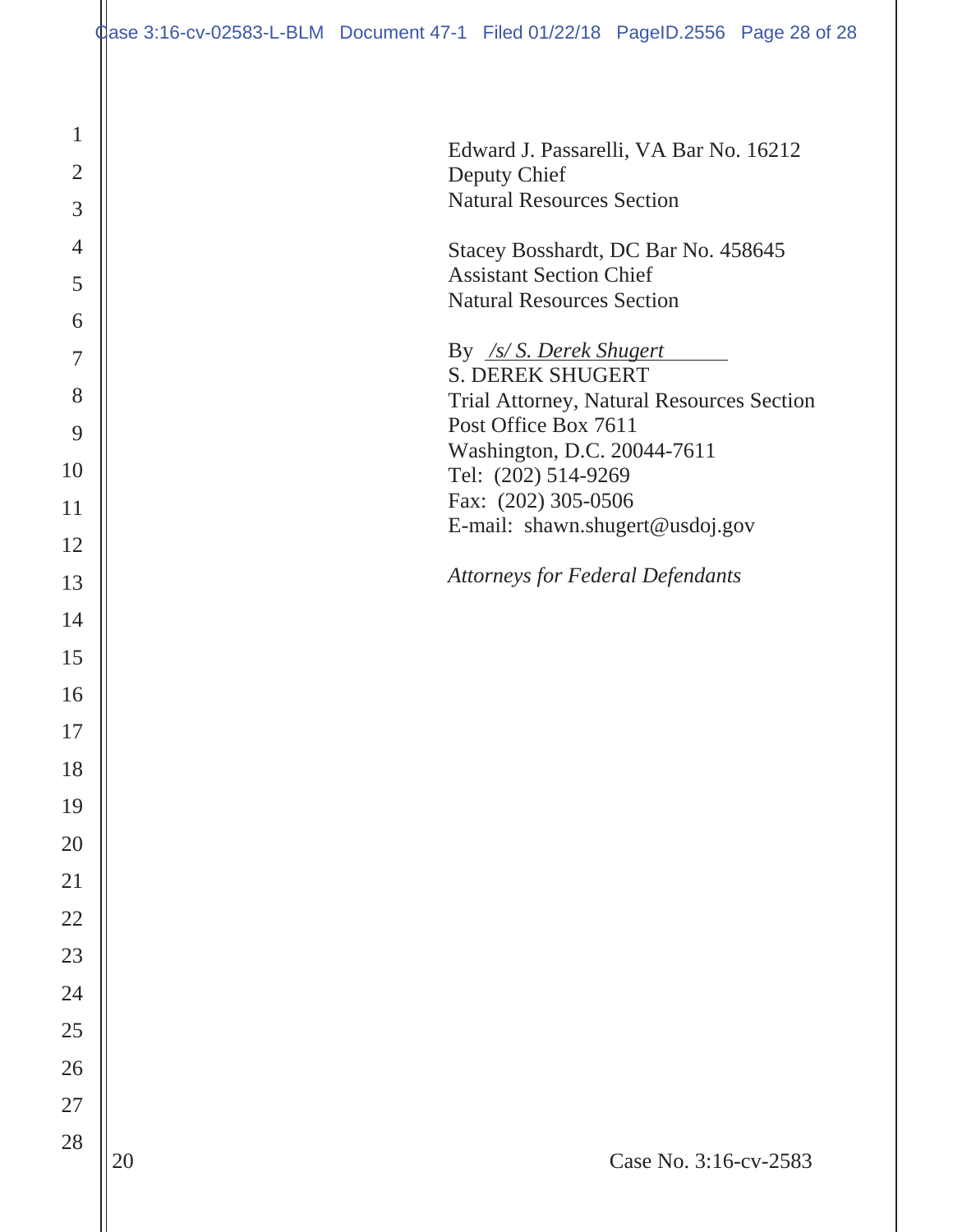Edward J. Passarelli, VA Bar No. 16212
Deputy Chief
Natural Resources Section

Stacey Bosshardt, DC Bar No. 458645
Assistant Section Chief
Natural Resources Section

By *_/s/ S. Derek Shugert_*
S. DEREK SHUGERT
Trial Attorney, Natural Resources Section
Post Office Box 7611
Washington, D.C. 20044-7611
Tel: (202) 514-9269
Fax: (202) 305-0506
E-mail: shawn.shugert@usdoj.gov

*Attorneys for Federal Defendants*